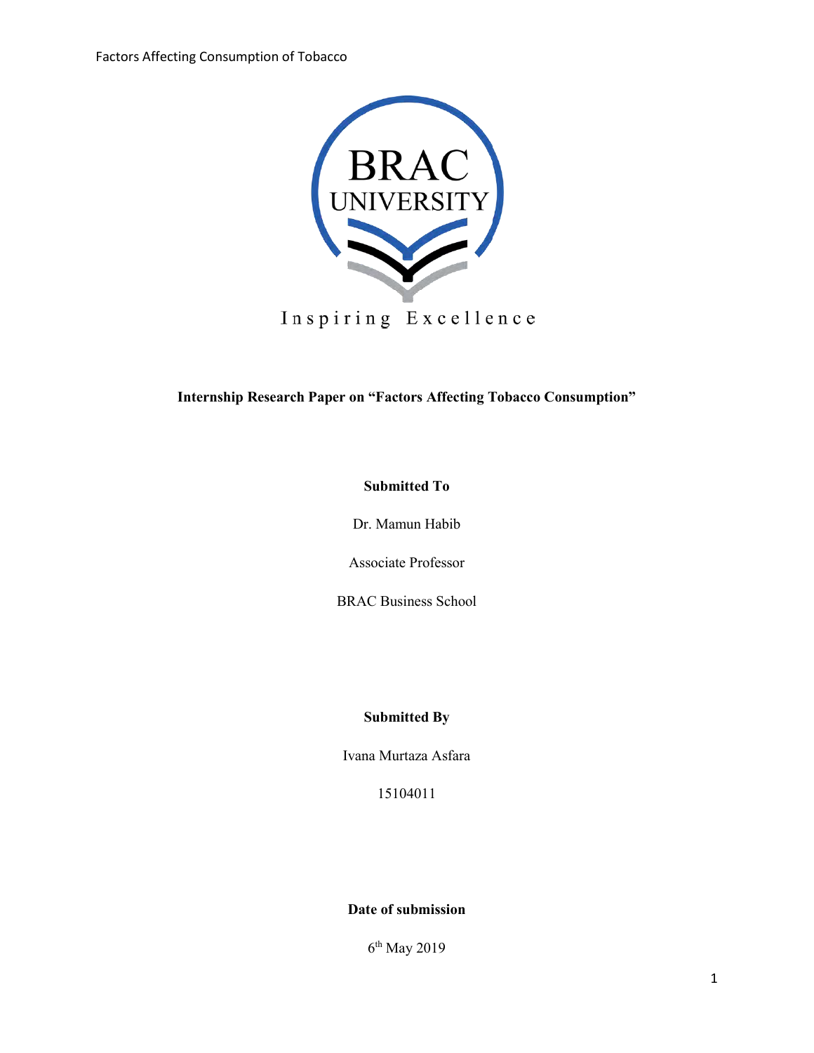BRAC UNIVERSITY

Inspiring Excellence

**Internship Research Paper on "Factors Affecting Tobacco Consumption"**

**Submitted To**

Dr. Mamun Habib

Associate Professor

BRAC Business School

**Submitted By**

Ivana Murtaza Asfara

15104011

**Date of submission**

6th May 2019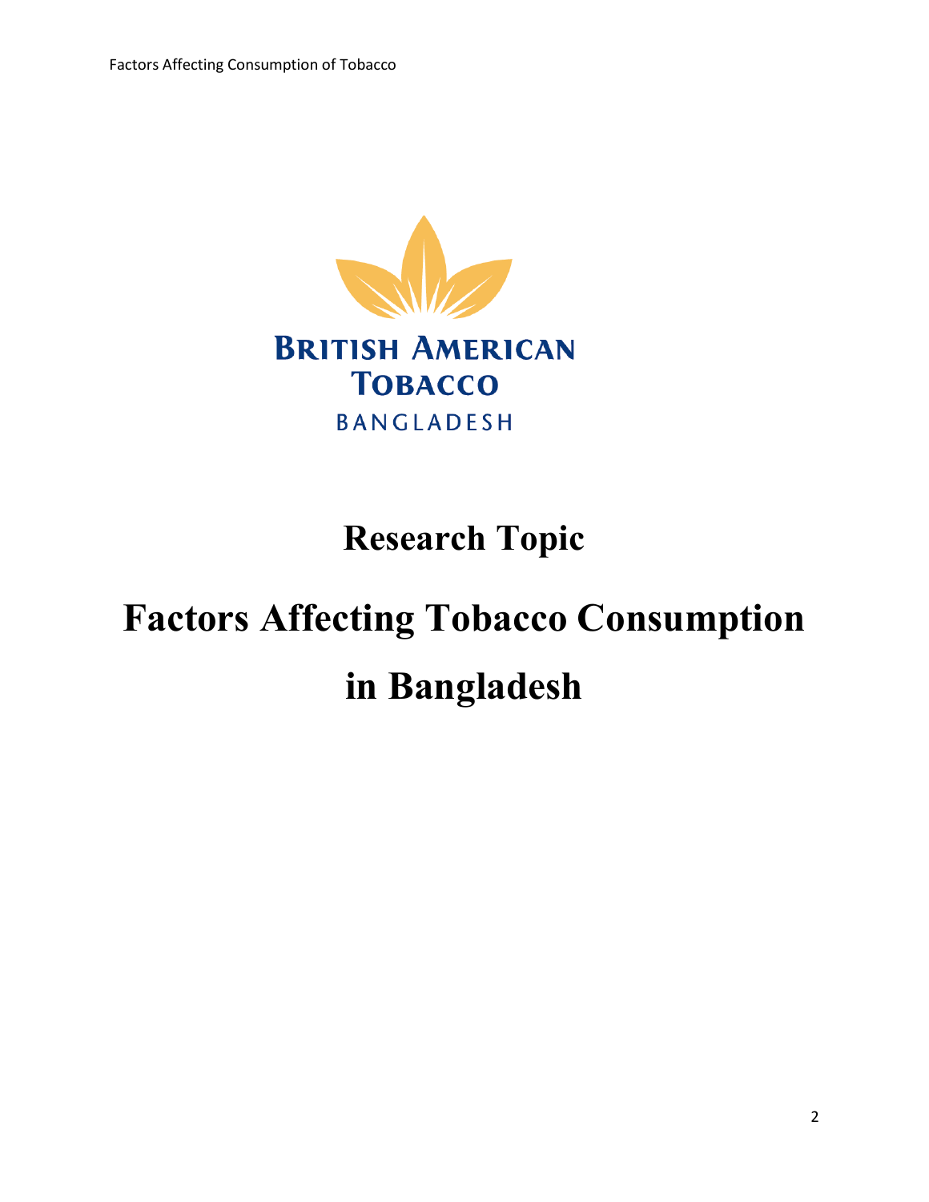BRITISH AMERICAN TOBACCO

BANGLADESH

# Research Topic

# Factors Affecting Tobacco Consumption in Bangladesh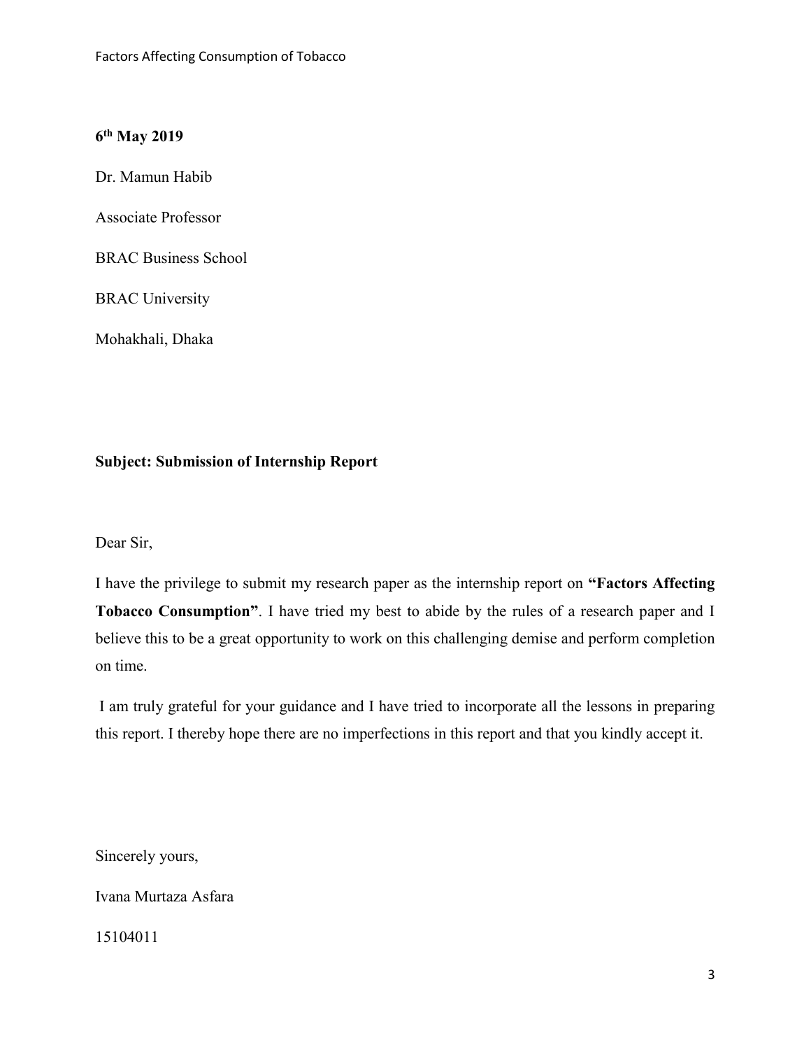**6th May 2019**

Dr. Mamun Habib

Associate Professor

BRAC Business School

BRAC University

Mohakhali, Dhaka

**Subject: Submission of Internship Report**

Dear Sir,

I have the privilege to submit my research paper as the internship report on **"Factors Affecting Tobacco Consumption"**. I have tried my best to abide by the rules of a research paper and I believe this to be a great opportunity to work on this challenging demise and perform completion on time.

I am truly grateful for your guidance and I have tried to incorporate all the lessons in preparing this report. I thereby hope there are no imperfections in this report and that you kindly accept it.

Sincerely yours,

Ivana Murtaza Asfara

15104011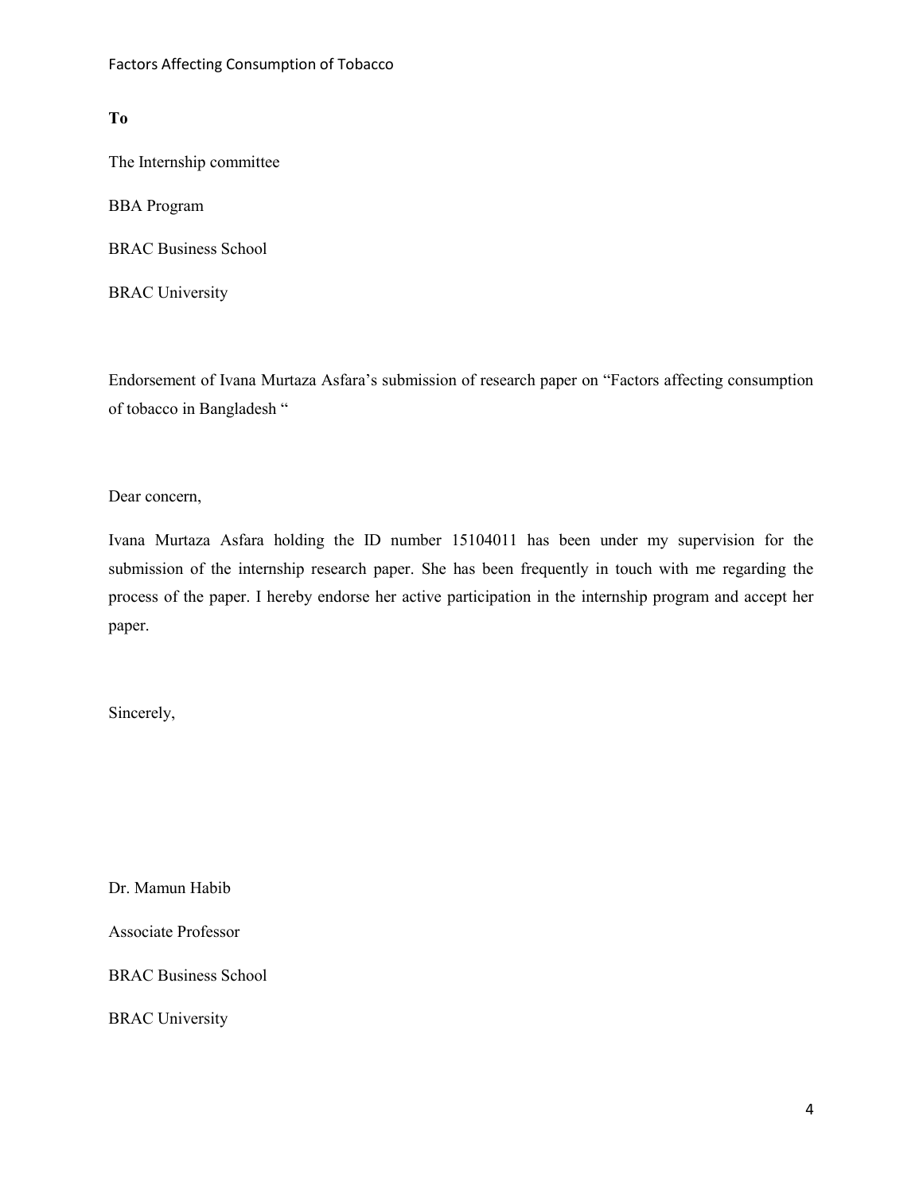**To**

The Internship committee

BBA Program

BRAC Business School

BRAC University

Endorsement of Ivana Murtaza Asfara's submission of research paper on "Factors affecting consumption of tobacco in Bangladesh "

Dear concern,

Ivana Murtaza Asfara holding the ID number 15104011 has been under my supervision for the submission of the internship research paper. She has been frequently in touch with me regarding the process of the paper. I hereby endorse her active participation in the internship program and accept her paper.

Sincerely,

Dr. Mamun Habib

Associate Professor

BRAC Business School

BRAC University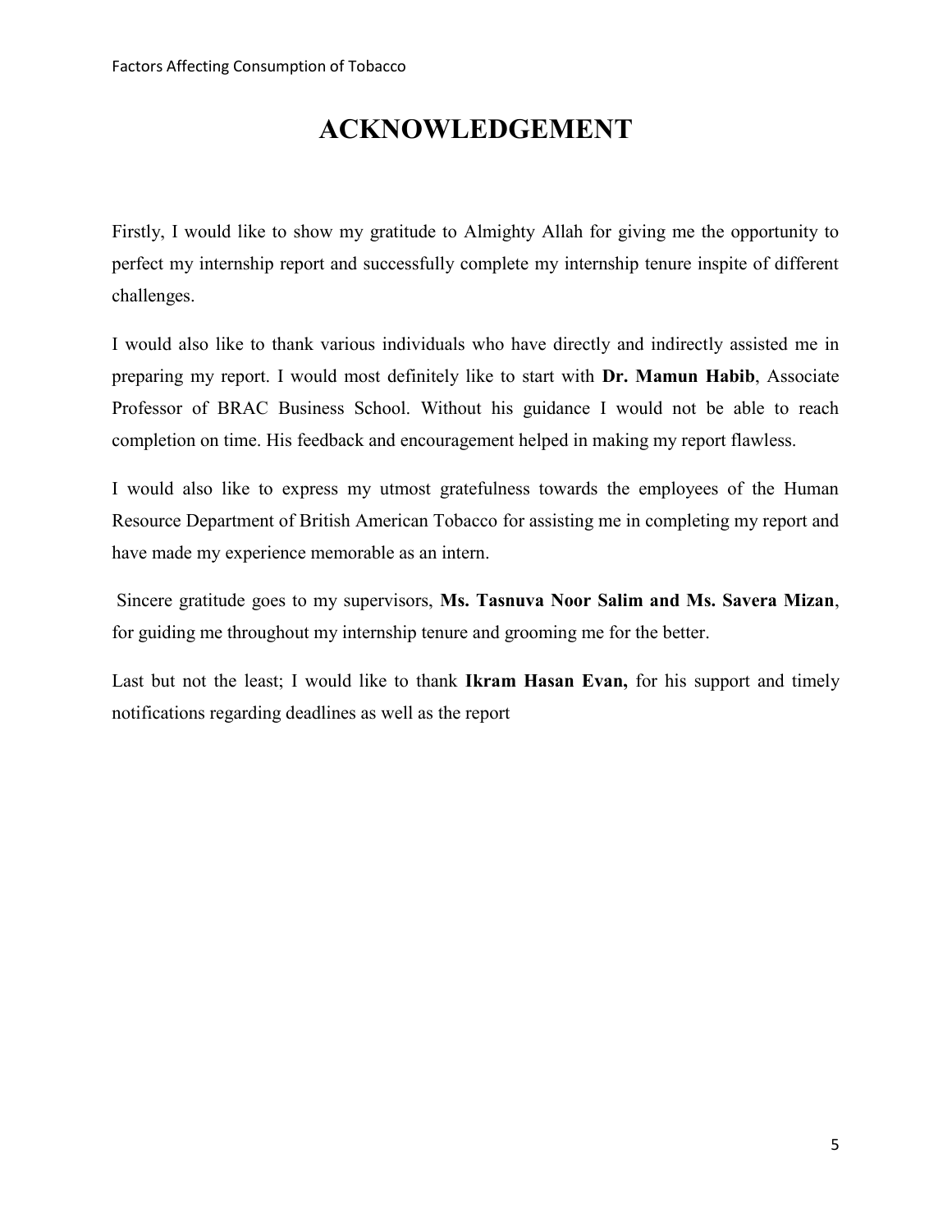# ACKNOWLEDGEMENT

Firstly, I would like to show my gratitude to Almighty Allah for giving me the opportunity to perfect my internship report and successfully complete my internship tenure inspite of different challenges.

I would also like to thank various individuals who have directly and indirectly assisted me in preparing my report. I would most definitely like to start with **Dr. Mamun Habib**, Associate Professor of BRAC Business School. Without his guidance I would not be able to reach completion on time. His feedback and encouragement helped in making my report flawless.

I would also like to express my utmost gratefulness towards the employees of the Human Resource Department of British American Tobacco for assisting me in completing my report and have made my experience memorable as an intern.

Sincere gratitude goes to my supervisors, **Ms. Tasnuva Noor Salim and Ms. Savera Mizan**, for guiding me throughout my internship tenure and grooming me for the better.

Last but not the least; I would like to thank **Ikram Hasan Evan,** for his support and timely notifications regarding deadlines as well as the report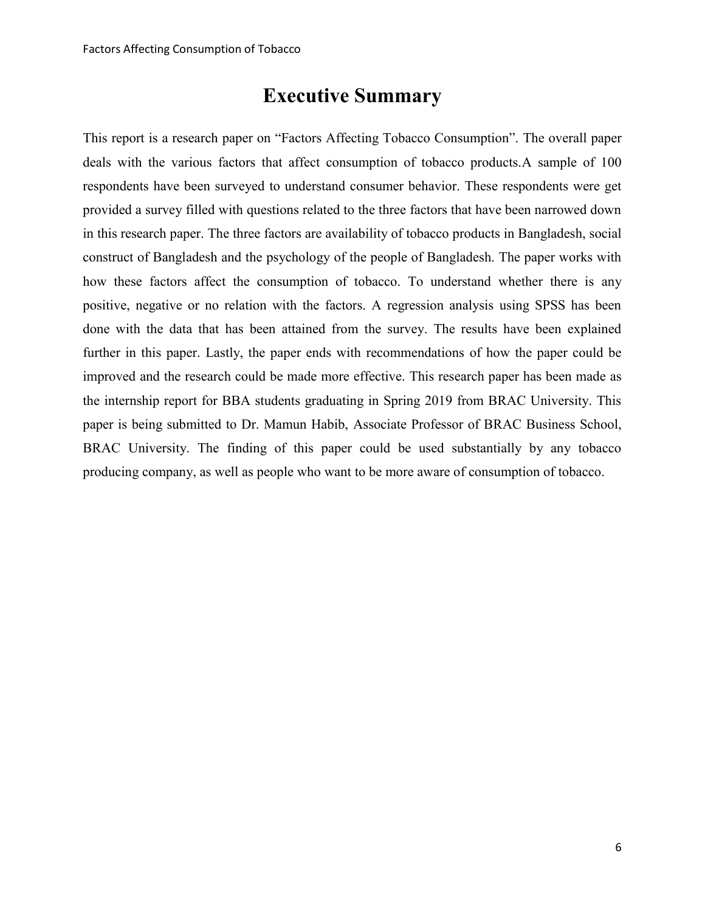# Executive Summary

This report is a research paper on "Factors Affecting Tobacco Consumption". The overall paper deals with the various factors that affect consumption of tobacco products.A sample of 100 respondents have been surveyed to understand consumer behavior. These respondents were get provided a survey filled with questions related to the three factors that have been narrowed down in this research paper. The three factors are availability of tobacco products in Bangladesh, social construct of Bangladesh and the psychology of the people of Bangladesh. The paper works with how these factors affect the consumption of tobacco. To understand whether there is any positive, negative or no relation with the factors. A regression analysis using SPSS has been done with the data that has been attained from the survey. The results have been explained further in this paper. Lastly, the paper ends with recommendations of how the paper could be improved and the research could be made more effective. This research paper has been made as the internship report for BBA students graduating in Spring 2019 from BRAC University. This paper is being submitted to Dr. Mamun Habib, Associate Professor of BRAC Business School, BRAC University. The finding of this paper could be used substantially by any tobacco producing company, as well as people who want to be more aware of consumption of tobacco.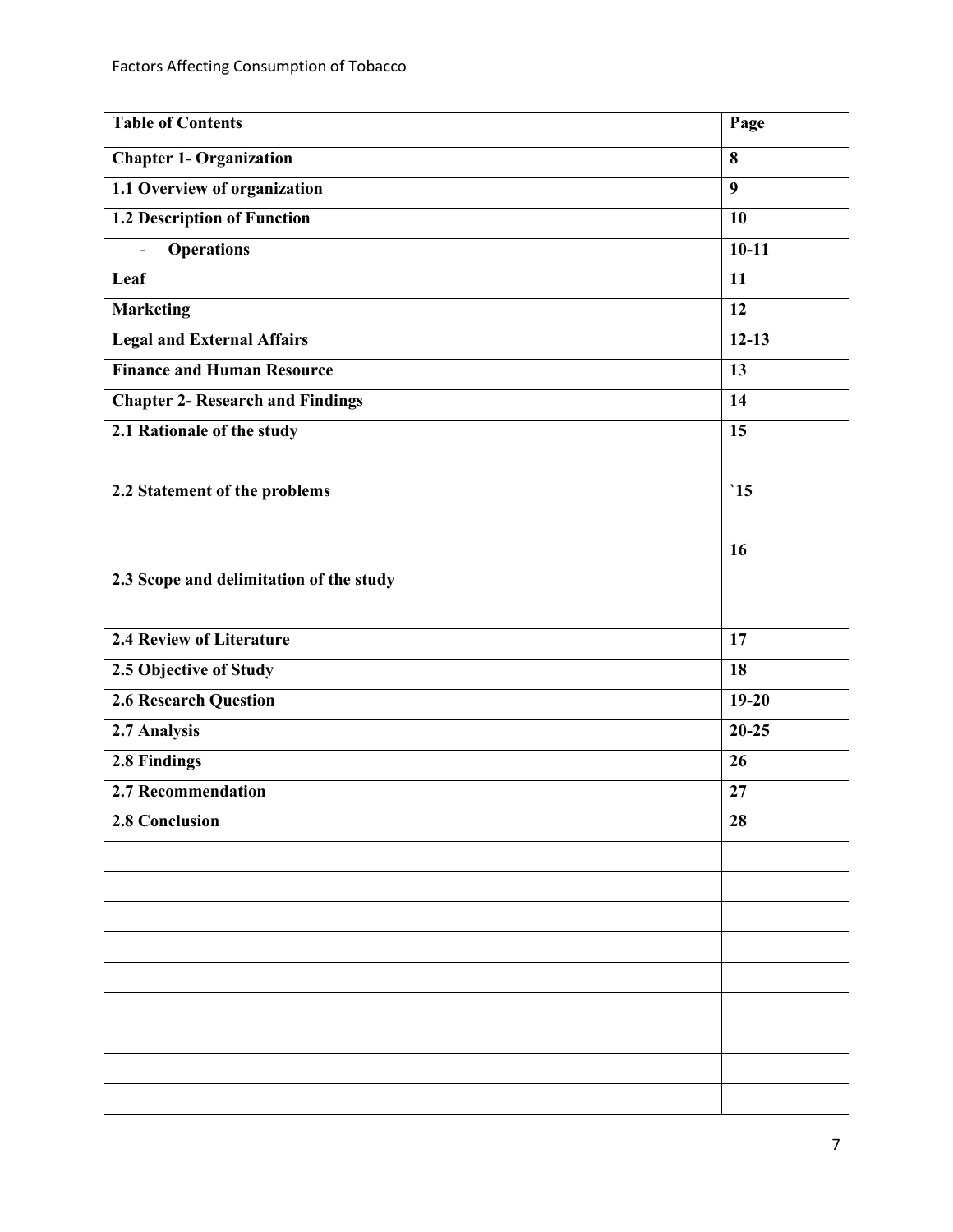| **Table of Contents** | **Page** |
|---|---|
| **Chapter 1- Organization** | **8** |
| **1.1 Overview of organization** | **9** |
| **1.2 Description of Function** | **10** |
| - **Operations** | **10-11** |
| **Leaf** | **11** |
| **Marketing** | **12** |
| **Legal and External Affairs** | **12-13** |
| **Finance and Human Resource** | **13** |
| **Chapter 2- Research and Findings** | **14** |
| **2.1 Rationale of the study** | **15** |
| **2.2 Statement of the problems** | **`15** |
| **2.3 Scope and delimitation of the study** | **16** |
| **2.4 Review of Literature** | **17** |
| **2.5 Objective of Study** | **18** |
| **2.6 Research Question** | **19-20** |
| **2.7 Analysis** | **20-25** |
| **2.8 Findings** | **26** |
| **2.7 Recommendation** | **27** |
| **2.8 Conclusion** | **28** |
| | |
| | |
| | |
| | |
| | |
| | |
| | |
| | |
| | |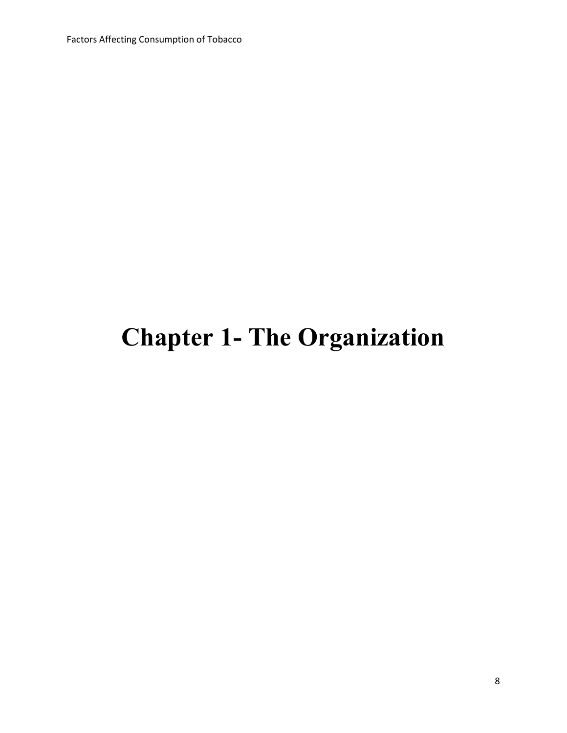# Chapter 1- The Organization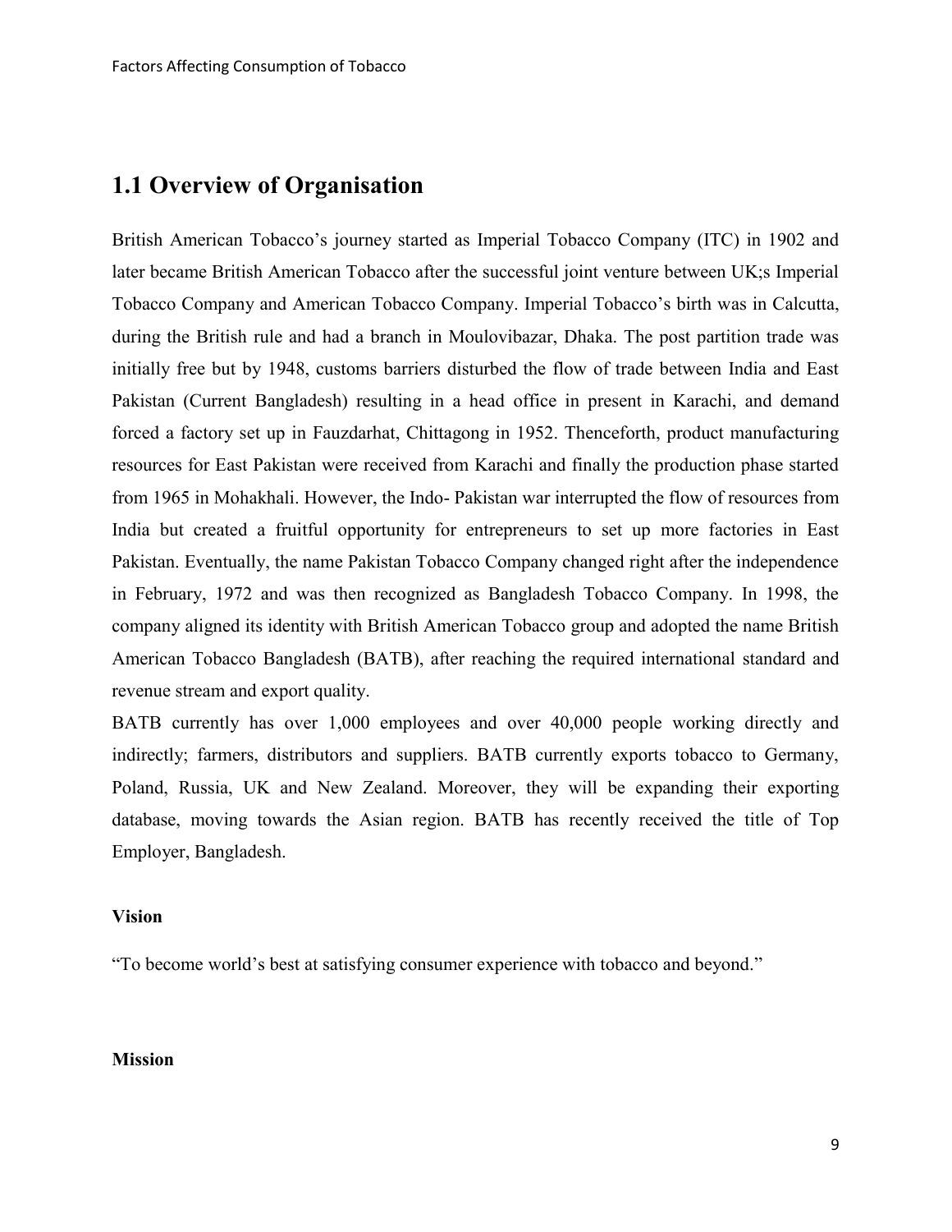## 1.1 Overview of Organisation

British American Tobacco's journey started as Imperial Tobacco Company (ITC) in 1902 and later became British American Tobacco after the successful joint venture between UK;s Imperial Tobacco Company and American Tobacco Company. Imperial Tobacco's birth was in Calcutta, during the British rule and had a branch in Moulovibazar, Dhaka. The post partition trade was initially free but by 1948, customs barriers disturbed the flow of trade between India and East Pakistan (Current Bangladesh) resulting in a head office in present in Karachi, and demand forced a factory set up in Fauzdarhat, Chittagong in 1952. Thenceforth, product manufacturing resources for East Pakistan were received from Karachi and finally the production phase started from 1965 in Mohakhali. However, the Indo- Pakistan war interrupted the flow of resources from India but created a fruitful opportunity for entrepreneurs to set up more factories in East Pakistan. Eventually, the name Pakistan Tobacco Company changed right after the independence in February, 1972 and was then recognized as Bangladesh Tobacco Company. In 1998, the company aligned its identity with British American Tobacco group and adopted the name British American Tobacco Bangladesh (BATB), after reaching the required international standard and revenue stream and export quality.

BATB currently has over 1,000 employees and over 40,000 people working directly and indirectly; farmers, distributors and suppliers. BATB currently exports tobacco to Germany, Poland, Russia, UK and New Zealand. Moreover, they will be expanding their exporting database, moving towards the Asian region. BATB has recently received the title of Top Employer, Bangladesh.

**Vision**

"To become world's best at satisfying consumer experience with tobacco and beyond."

**Mission**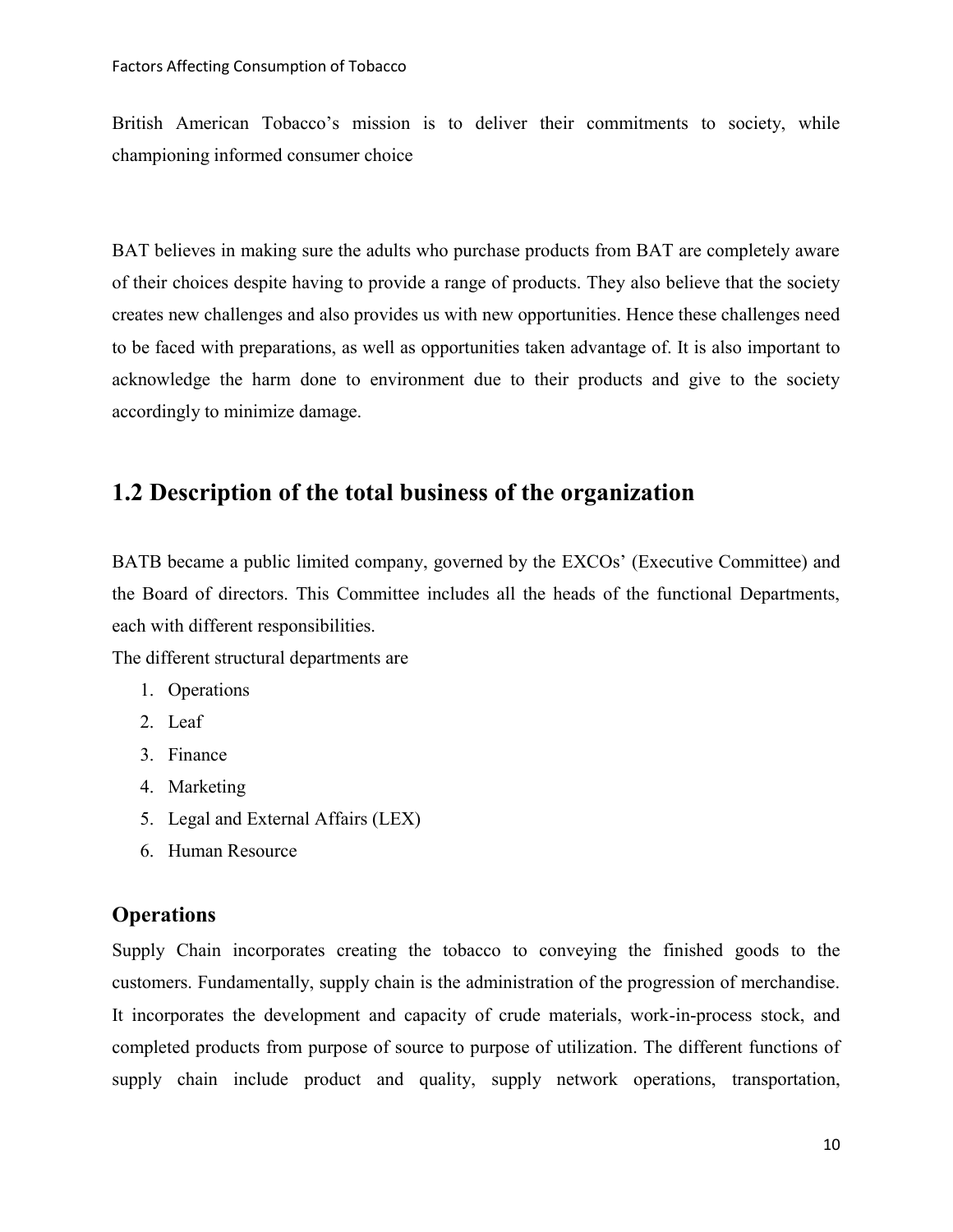British American Tobacco's mission is to deliver their commitments to society, while championing informed consumer choice

BAT believes in making sure the adults who purchase products from BAT are completely aware of their choices despite having to provide a range of products. They also believe that the society creates new challenges and also provides us with new opportunities. Hence these challenges need to be faced with preparations, as well as opportunities taken advantage of. It is also important to acknowledge the harm done to environment due to their products and give to the society accordingly to minimize damage.

## 1.2 Description of the total business of the organization

BATB became a public limited company, governed by the EXCOs' (Executive Committee) and the Board of directors. This Committee includes all the heads of the functional Departments, each with different responsibilities.

The different structural departments are

1. Operations
2. Leaf
3. Finance
4. Marketing
5. Legal and External Affairs (LEX)
6. Human Resource

### Operations

Supply Chain incorporates creating the tobacco to conveying the finished goods to the customers. Fundamentally, supply chain is the administration of the progression of merchandise. It incorporates the development and capacity of crude materials, work-in-process stock, and completed products from purpose of source to purpose of utilization. The different functions of supply chain include product and quality, supply network operations, transportation,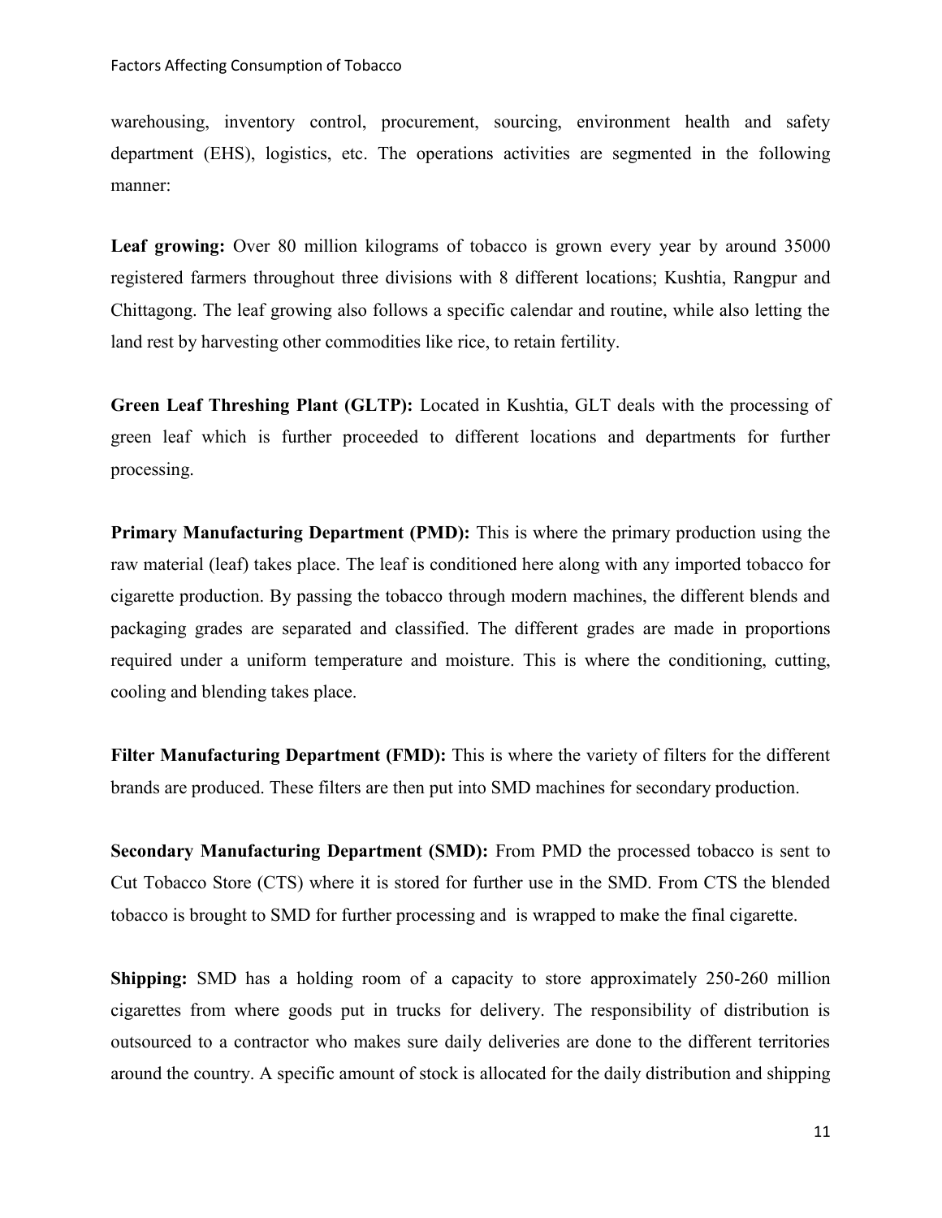warehousing, inventory control, procurement, sourcing, environment health and safety department (EHS), logistics, etc. The operations activities are segmented in the following manner:

**Leaf growing:** Over 80 million kilograms of tobacco is grown every year by around 35000 registered farmers throughout three divisions with 8 different locations; Kushtia, Rangpur and Chittagong. The leaf growing also follows a specific calendar and routine, while also letting the land rest by harvesting other commodities like rice, to retain fertility.

**Green Leaf Threshing Plant (GLTP):** Located in Kushtia, GLT deals with the processing of green leaf which is further proceeded to different locations and departments for further processing.

**Primary Manufacturing Department (PMD):** This is where the primary production using the raw material (leaf) takes place. The leaf is conditioned here along with any imported tobacco for cigarette production. By passing the tobacco through modern machines, the different blends and packaging grades are separated and classified. The different grades are made in proportions required under a uniform temperature and moisture. This is where the conditioning, cutting, cooling and blending takes place.

**Filter Manufacturing Department (FMD):** This is where the variety of filters for the different brands are produced. These filters are then put into SMD machines for secondary production.

**Secondary Manufacturing Department (SMD):** From PMD the processed tobacco is sent to Cut Tobacco Store (CTS) where it is stored for further use in the SMD. From CTS the blended tobacco is brought to SMD for further processing and is wrapped to make the final cigarette.

**Shipping:** SMD has a holding room of a capacity to store approximately 250-260 million cigarettes from where goods put in trucks for delivery. The responsibility of distribution is outsourced to a contractor who makes sure daily deliveries are done to the different territories around the country. A specific amount of stock is allocated for the daily distribution and shipping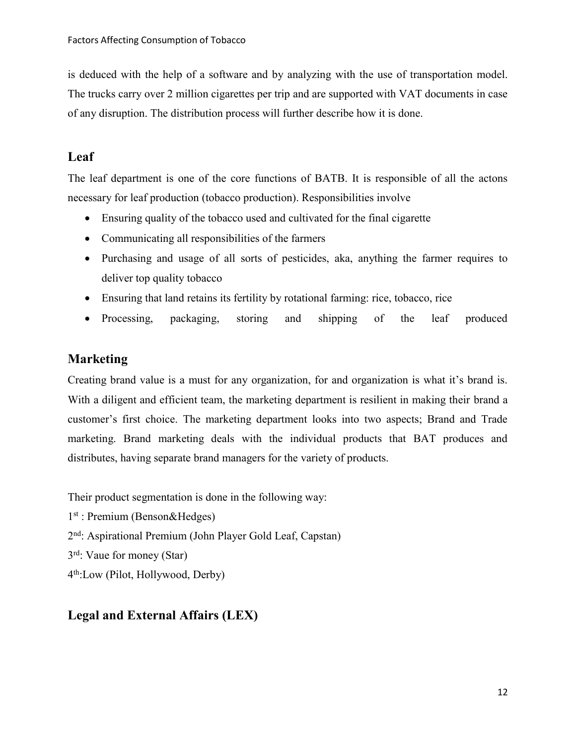is deduced with the help of a software and by analyzing with the use of transportation model. The trucks carry over 2 million cigarettes per trip and are supported with VAT documents in case of any disruption. The distribution process will further describe how it is done.

## Leaf

The leaf department is one of the core functions of BATB. It is responsible of all the actons necessary for leaf production (tobacco production). Responsibilities involve

- Ensuring quality of the tobacco used and cultivated for the final cigarette
- Communicating all responsibilities of the farmers
- Purchasing and usage of all sorts of pesticides, aka, anything the farmer requires to deliver top quality tobacco
- Ensuring that land retains its fertility by rotational farming: rice, tobacco, rice
- Processing, packaging, storing and shipping of the leaf produced

## Marketing

Creating brand value is a must for any organization, for and organization is what it's brand is. With a diligent and efficient team, the marketing department is resilient in making their brand a customer's first choice. The marketing department looks into two aspects; Brand and Trade marketing. Brand marketing deals with the individual products that BAT produces and distributes, having separate brand managers for the variety of products.

Their product segmentation is done in the following way:

1st : Premium (Benson&Hedges)

2nd: Aspirational Premium (John Player Gold Leaf, Capstan)

3rd: Vaue for money (Star)

4th:Low (Pilot, Hollywood, Derby)

## Legal and External Affairs (LEX)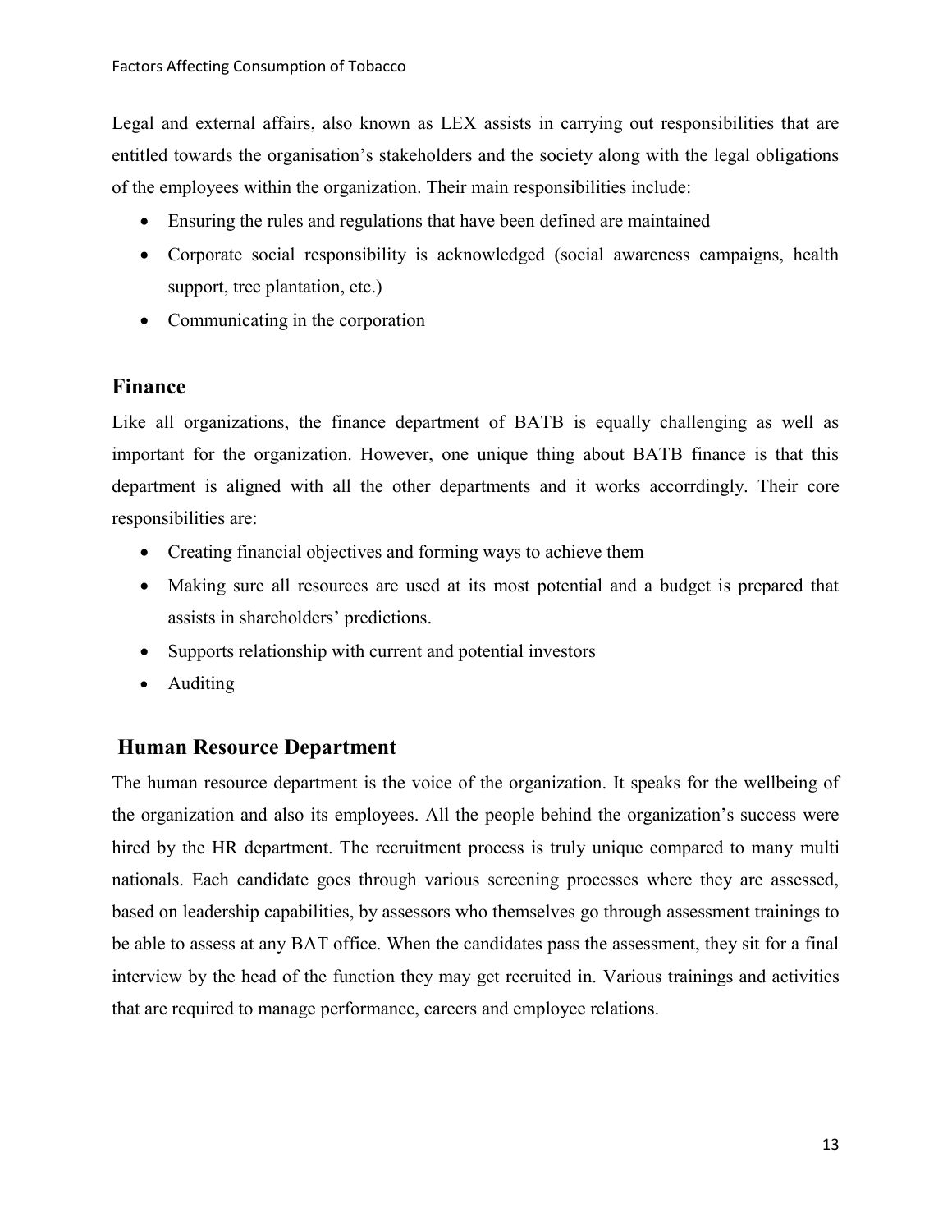Legal and external affairs, also known as LEX assists in carrying out responsibilities that are entitled towards the organisation's stakeholders and the society along with the legal obligations of the employees within the organization. Their main responsibilities include:

- Ensuring the rules and regulations that have been defined are maintained
- Corporate social responsibility is acknowledged (social awareness campaigns, health support, tree plantation, etc.)
- Communicating in the corporation

## Finance

Like all organizations, the finance department of BATB is equally challenging as well as important for the organization. However, one unique thing about BATB finance is that this department is aligned with all the other departments and it works accorrdingly. Their core responsibilities are:

- Creating financial objectives and forming ways to achieve them
- Making sure all resources are used at its most potential and a budget is prepared that assists in shareholders' predictions.
- Supports relationship with current and potential investors
- Auditing

## Human Resource Department

The human resource department is the voice of the organization. It speaks for the wellbeing of the organization and also its employees. All the people behind the organization's success were hired by the HR department. The recruitment process is truly unique compared to many multi nationals. Each candidate goes through various screening processes where they are assessed, based on leadership capabilities, by assessors who themselves go through assessment trainings to be able to assess at any BAT office. When the candidates pass the assessment, they sit for a final interview by the head of the function they may get recruited in. Various trainings and activities that are required to manage performance, careers and employee relations.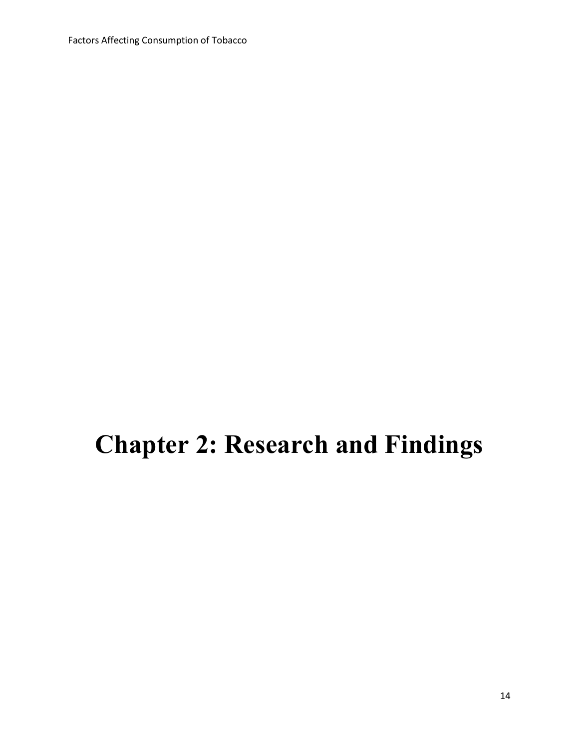# Chapter 2: Research and Findings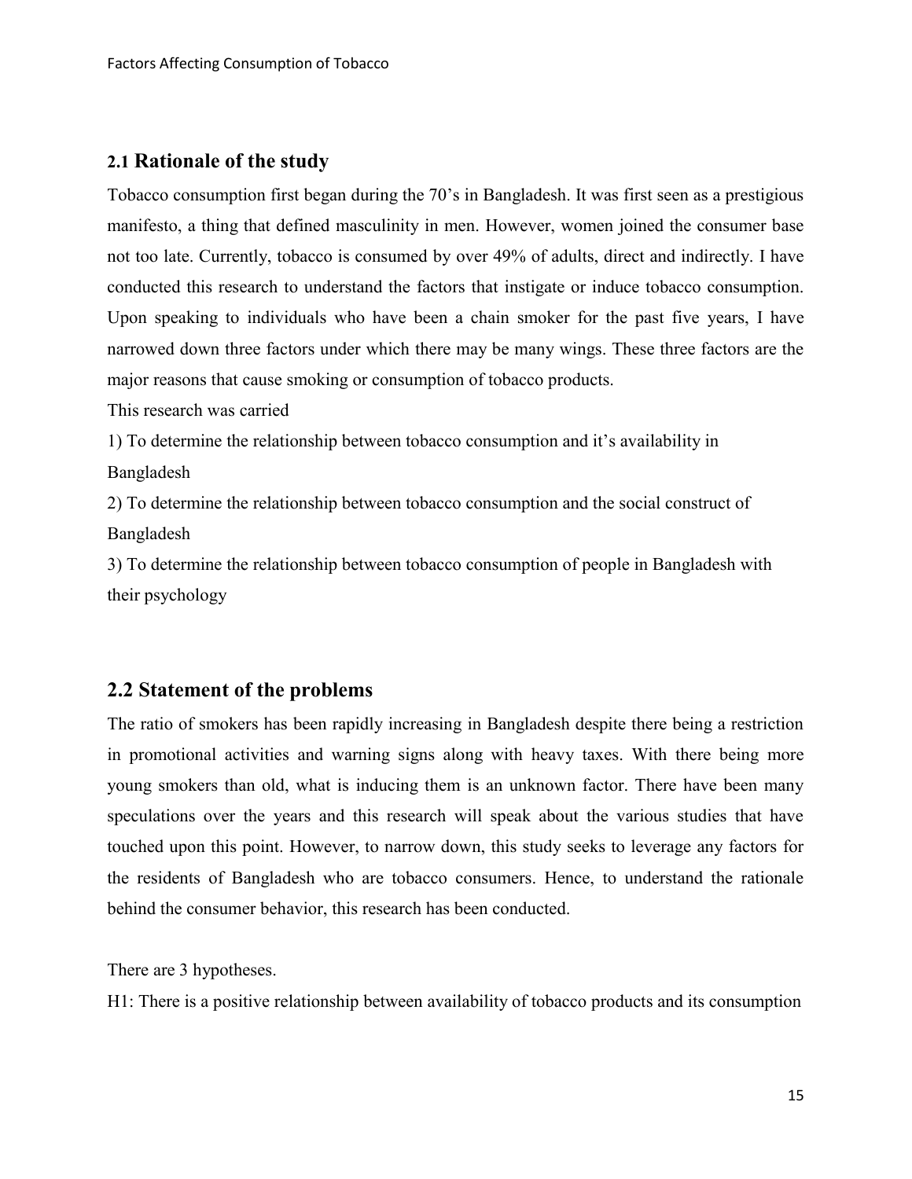## 2.1 Rationale of the study

Tobacco consumption first began during the 70's in Bangladesh. It was first seen as a prestigious manifesto, a thing that defined masculinity in men. However, women joined the consumer base not too late. Currently, tobacco is consumed by over 49% of adults, direct and indirectly. I have conducted this research to understand the factors that instigate or induce tobacco consumption. Upon speaking to individuals who have been a chain smoker for the past five years, I have narrowed down three factors under which there may be many wings. These three factors are the major reasons that cause smoking or consumption of tobacco products.

This research was carried

1) To determine the relationship between tobacco consumption and it's availability in Bangladesh

2) To determine the relationship between tobacco consumption and the social construct of Bangladesh

3) To determine the relationship between tobacco consumption of people in Bangladesh with their psychology

## 2.2 Statement of the problems

The ratio of smokers has been rapidly increasing in Bangladesh despite there being a restriction in promotional activities and warning signs along with heavy taxes. With there being more young smokers than old, what is inducing them is an unknown factor. There have been many speculations over the years and this research will speak about the various studies that have touched upon this point. However, to narrow down, this study seeks to leverage any factors for the residents of Bangladesh who are tobacco consumers. Hence, to understand the rationale behind the consumer behavior, this research has been conducted.

There are 3 hypotheses.

H1: There is a positive relationship between availability of tobacco products and its consumption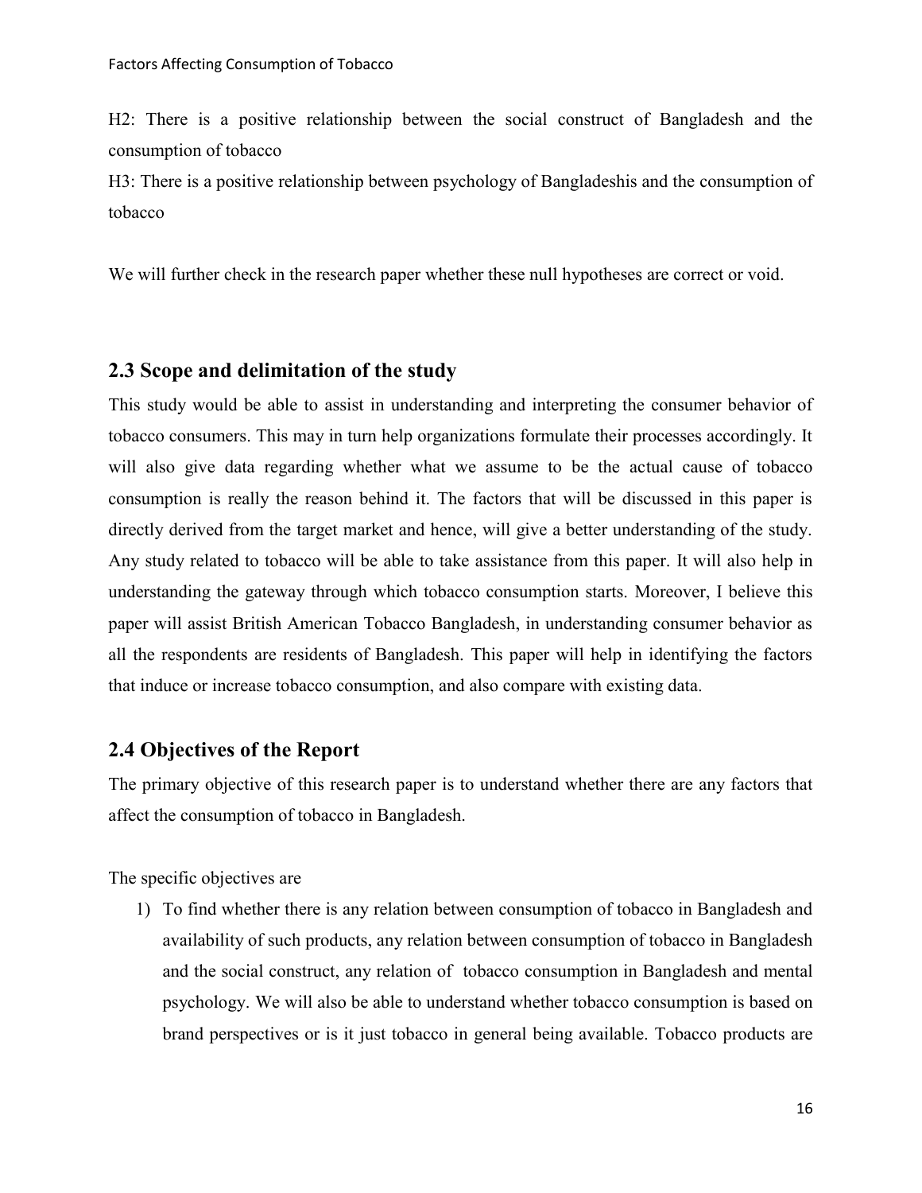H2: There is a positive relationship between the social construct of Bangladesh and the consumption of tobacco

H3: There is a positive relationship between psychology of Bangladeshis and the consumption of tobacco

We will further check in the research paper whether these null hypotheses are correct or void.

## 2.3 Scope and delimitation of the study

This study would be able to assist in understanding and interpreting the consumer behavior of tobacco consumers. This may in turn help organizations formulate their processes accordingly. It will also give data regarding whether what we assume to be the actual cause of tobacco consumption is really the reason behind it. The factors that will be discussed in this paper is directly derived from the target market and hence, will give a better understanding of the study. Any study related to tobacco will be able to take assistance from this paper. It will also help in understanding the gateway through which tobacco consumption starts. Moreover, I believe this paper will assist British American Tobacco Bangladesh, in understanding consumer behavior as all the respondents are residents of Bangladesh. This paper will help in identifying the factors that induce or increase tobacco consumption, and also compare with existing data.

## 2.4 Objectives of the Report

The primary objective of this research paper is to understand whether there are any factors that affect the consumption of tobacco in Bangladesh.

The specific objectives are

1) To find whether there is any relation between consumption of tobacco in Bangladesh and availability of such products, any relation between consumption of tobacco in Bangladesh and the social construct, any relation of tobacco consumption in Bangladesh and mental psychology. We will also be able to understand whether tobacco consumption is based on brand perspectives or is it just tobacco in general being available. Tobacco products are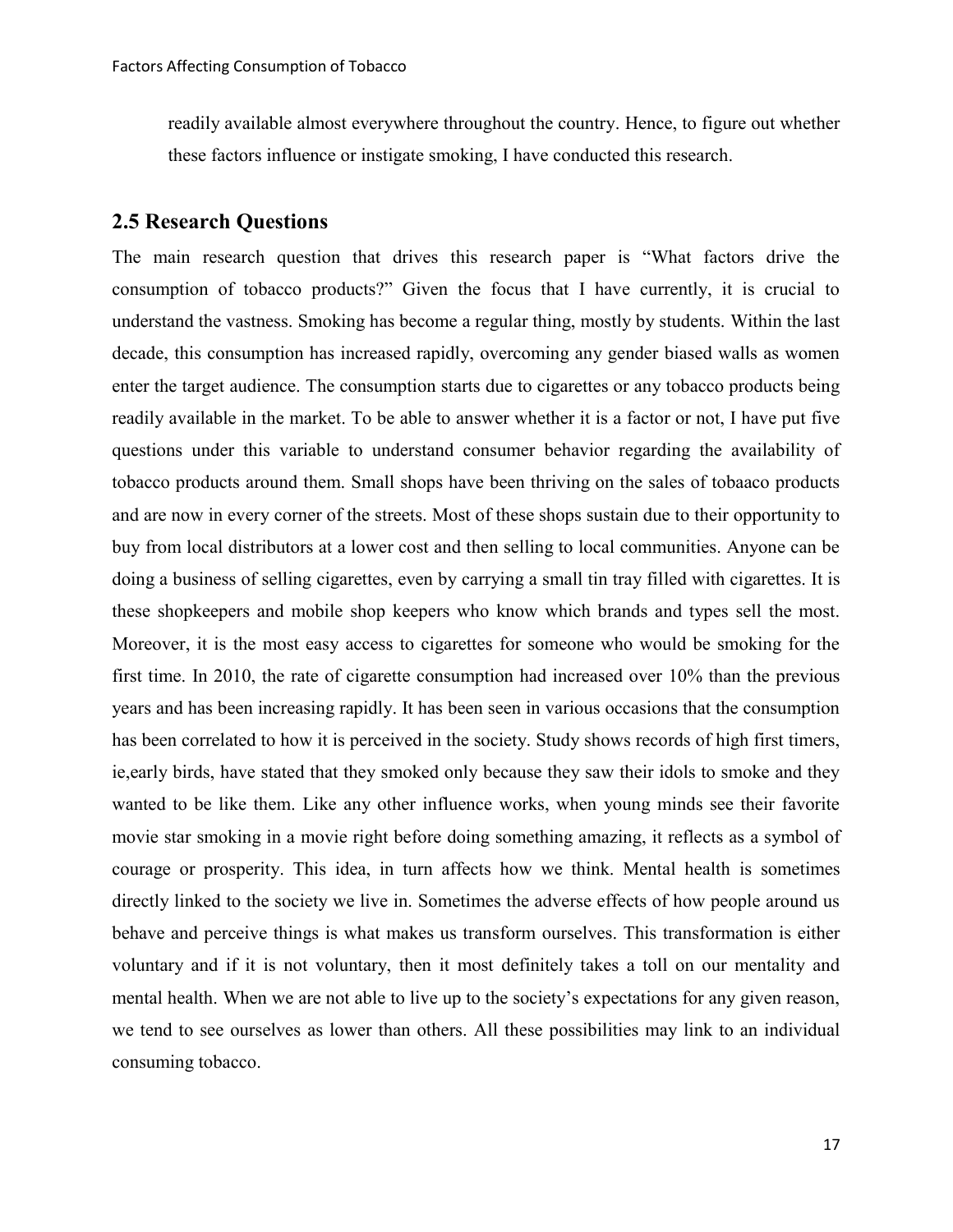readily available almost everywhere throughout the country. Hence, to figure out whether these factors influence or instigate smoking, I have conducted this research.

## 2.5 Research Questions

The main research question that drives this research paper is "What factors drive the consumption of tobacco products?" Given the focus that I have currently, it is crucial to understand the vastness. Smoking has become a regular thing, mostly by students. Within the last decade, this consumption has increased rapidly, overcoming any gender biased walls as women enter the target audience. The consumption starts due to cigarettes or any tobacco products being readily available in the market. To be able to answer whether it is a factor or not, I have put five questions under this variable to understand consumer behavior regarding the availability of tobacco products around them. Small shops have been thriving on the sales of tobaaco products and are now in every corner of the streets. Most of these shops sustain due to their opportunity to buy from local distributors at a lower cost and then selling to local communities. Anyone can be doing a business of selling cigarettes, even by carrying a small tin tray filled with cigarettes. It is these shopkeepers and mobile shop keepers who know which brands and types sell the most. Moreover, it is the most easy access to cigarettes for someone who would be smoking for the first time. In 2010, the rate of cigarette consumption had increased over 10% than the previous years and has been increasing rapidly. It has been seen in various occasions that the consumption has been correlated to how it is perceived in the society. Study shows records of high first timers, ie,early birds, have stated that they smoked only because they saw their idols to smoke and they wanted to be like them. Like any other influence works, when young minds see their favorite movie star smoking in a movie right before doing something amazing, it reflects as a symbol of courage or prosperity. This idea, in turn affects how we think. Mental health is sometimes directly linked to the society we live in. Sometimes the adverse effects of how people around us behave and perceive things is what makes us transform ourselves. This transformation is either voluntary and if it is not voluntary, then it most definitely takes a toll on our mentality and mental health. When we are not able to live up to the society's expectations for any given reason, we tend to see ourselves as lower than others. All these possibilities may link to an individual consuming tobacco.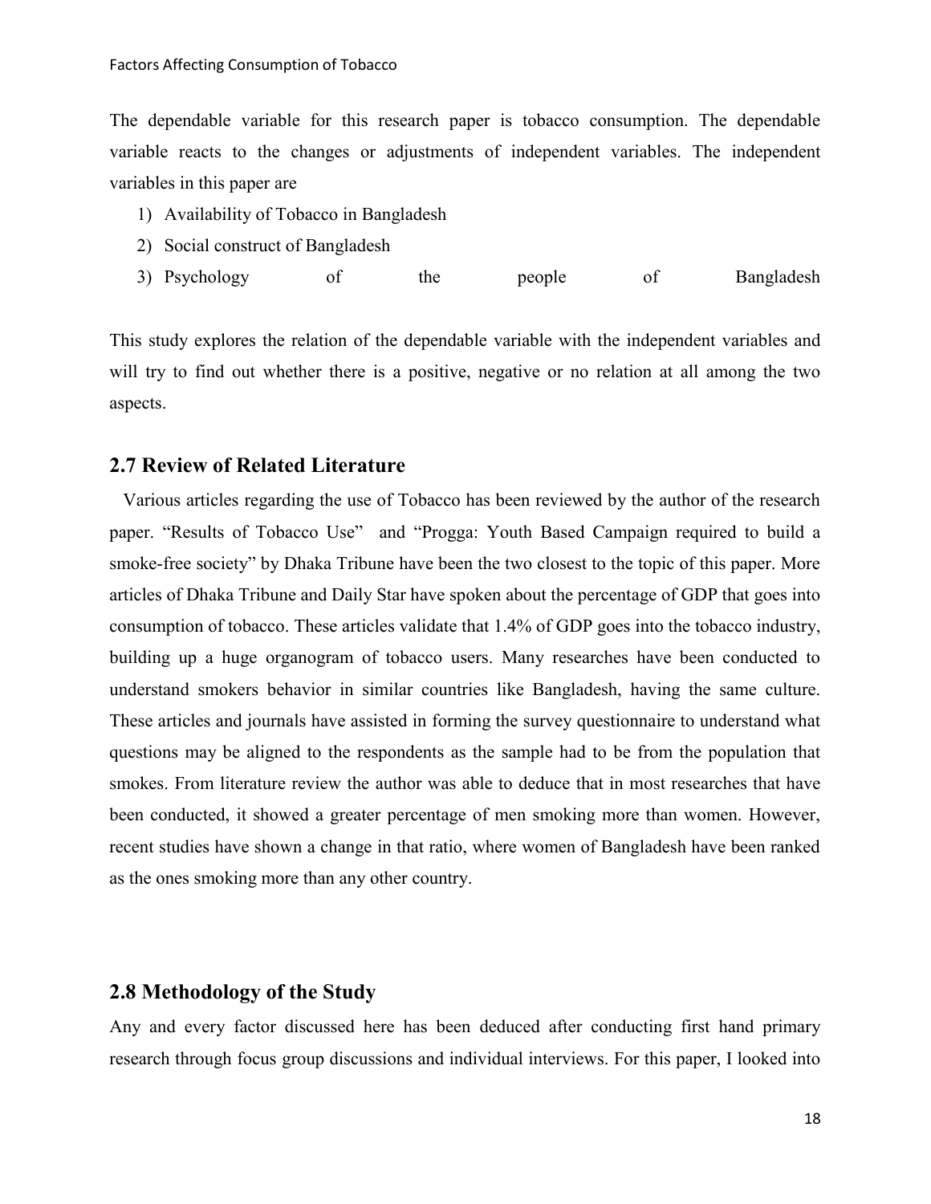The dependable variable for this research paper is tobacco consumption. The dependable variable reacts to the changes or adjustments of independent variables. The independent variables in this paper are

1) Availability of Tobacco in Bangladesh
2) Social construct of Bangladesh
3) Psychology of the people of Bangladesh

This study explores the relation of the dependable variable with the independent variables and will try to find out whether there is a positive, negative or no relation at all among the two aspects.

## 2.7 Review of Related Literature

Various articles regarding the use of Tobacco has been reviewed by the author of the research paper. “Results of Tobacco Use” and “Progga: Youth Based Campaign required to build a smoke-free society” by Dhaka Tribune have been the two closest to the topic of this paper. More articles of Dhaka Tribune and Daily Star have spoken about the percentage of GDP that goes into consumption of tobacco. These articles validate that 1.4% of GDP goes into the tobacco industry, building up a huge organogram of tobacco users. Many researches have been conducted to understand smokers behavior in similar countries like Bangladesh, having the same culture. These articles and journals have assisted in forming the survey questionnaire to understand what questions may be aligned to the respondents as the sample had to be from the population that smokes. From literature review the author was able to deduce that in most researches that have been conducted, it showed a greater percentage of men smoking more than women. However, recent studies have shown a change in that ratio, where women of Bangladesh have been ranked as the ones smoking more than any other country.

## 2.8 Methodology of the Study

Any and every factor discussed here has been deduced after conducting first hand primary research through focus group discussions and individual interviews. For this paper, I looked into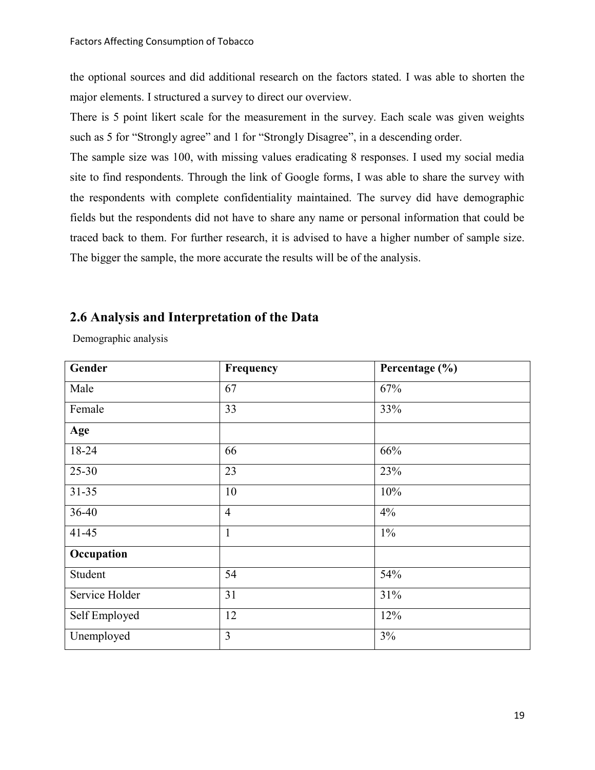the optional sources and did additional research on the factors stated. I was able to shorten the major elements. I structured a survey to direct our overview.

There is 5 point likert scale for the measurement in the survey. Each scale was given weights such as 5 for "Strongly agree" and 1 for "Strongly Disagree", in a descending order.

The sample size was 100, with missing values eradicating 8 responses. I used my social media site to find respondents. Through the link of Google forms, I was able to share the survey with the respondents with complete confidentiality maintained. The survey did have demographic fields but the respondents did not have to share any name or personal information that could be traced back to them. For further research, it is advised to have a higher number of sample size. The bigger the sample, the more accurate the results will be of the analysis.

## 2.6 Analysis and Interpretation of the Data

Demographic analysis

| **Gender** | **Frequency** | **Percentage (%)** |
|---|---|---|
| Male | 67 | 67% |
| Female | 33 | 33% |
| **Age** | | |
| 18-24 | 66 | 66% |
| 25-30 | 23 | 23% |
| 31-35 | 10 | 10% |
| 36-40 | 4 | 4% |
| 41-45 | 1 | 1% |
| **Occupation** | | |
| Student | 54 | 54% |
| Service Holder | 31 | 31% |
| Self Employed | 12 | 12% |
| Unemployed | 3 | 3% |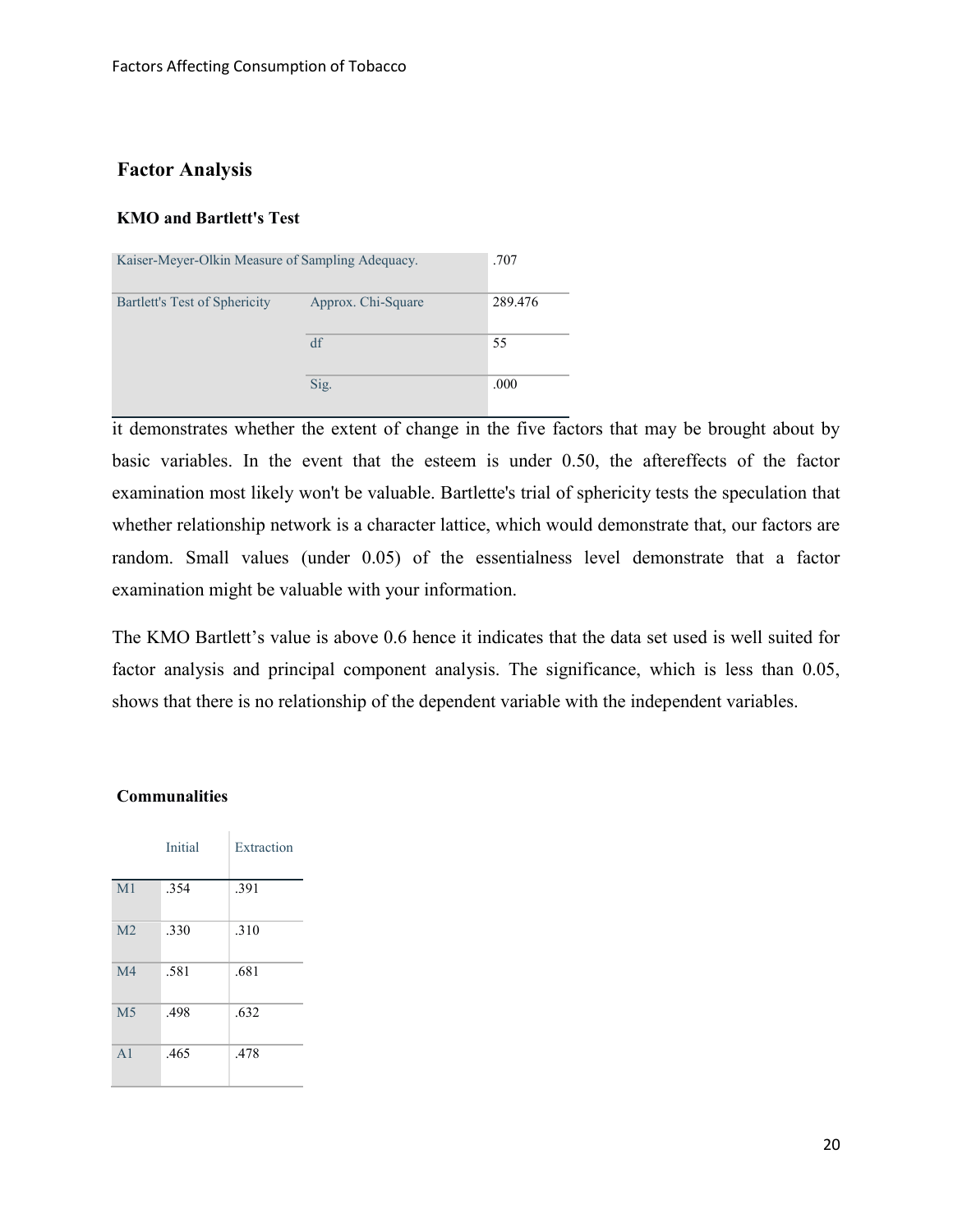## Factor Analysis

### KMO and Bartlett's Test

| Kaiser-Meyer-Olkin Measure of Sampling Adequacy. | | .707 |
|---|---|---|
| Bartlett's Test of Sphericity | Approx. Chi-Square | 289.476 |
| | df | 55 |
| | Sig. | .000 |

it demonstrates whether the extent of change in the five factors that may be brought about by basic variables. In the event that the esteem is under 0.50, the aftereffects of the factor examination most likely won't be valuable. Bartlette's trial of sphericity tests the speculation that whether relationship network is a character lattice, which would demonstrate that, our factors are random. Small values (under 0.05) of the essentialness level demonstrate that a factor examination might be valuable with your information.

The KMO Bartlett's value is above 0.6 hence it indicates that the data set used is well suited for factor analysis and principal component analysis. The significance, which is less than 0.05, shows that there is no relationship of the dependent variable with the independent variables.

### Communalities

| | Initial | Extraction |
|---|---|---|
| M1 | .354 | .391 |
| M2 | .330 | .310 |
| M4 | .581 | .681 |
| M5 | .498 | .632 |
| A1 | .465 | .478 |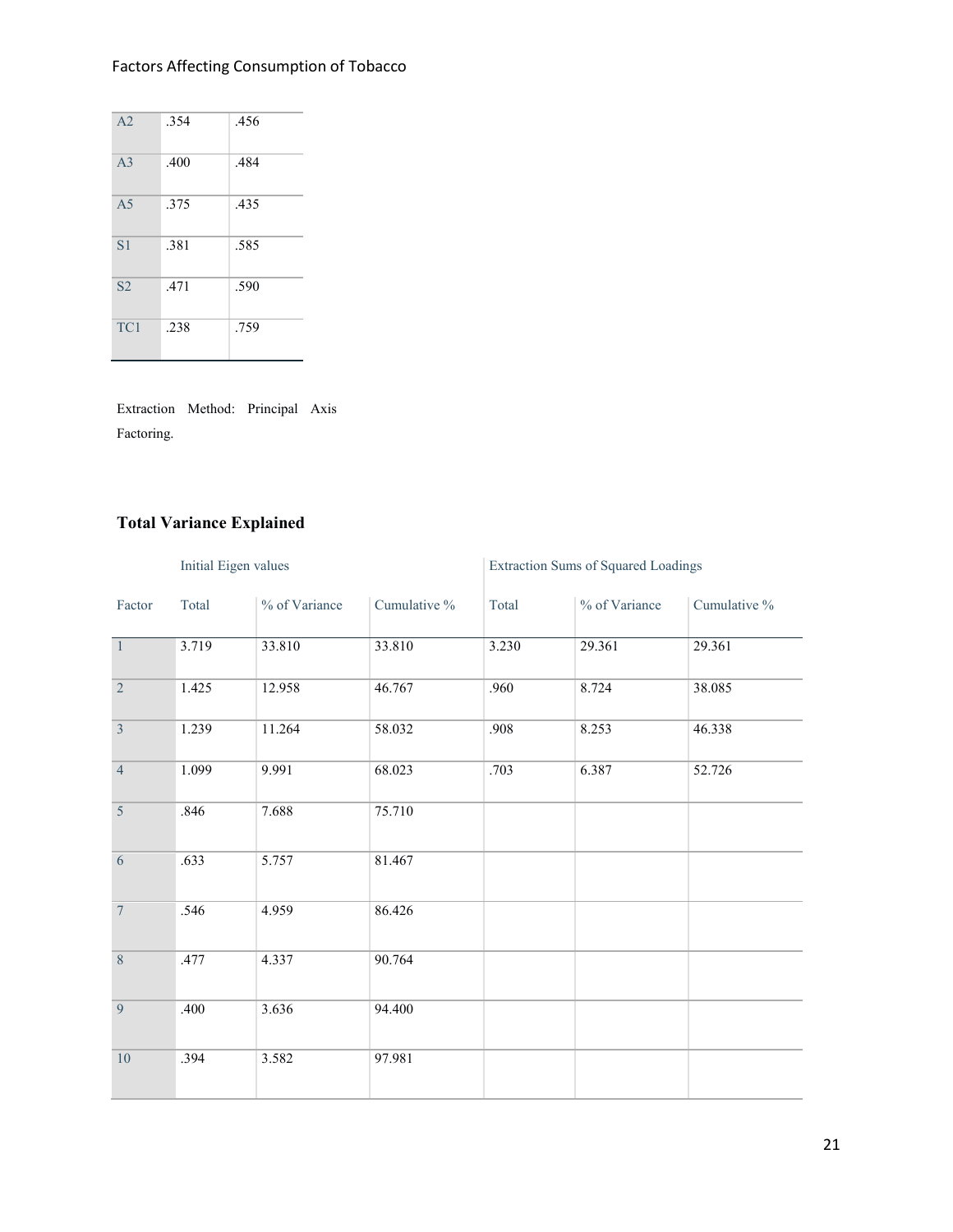| | | |
|---|---|---|
| A2 | .354 | .456 |
| A3 | .400 | .484 |
| A5 | .375 | .435 |
| S1 | .381 | .585 |
| S2 | .471 | .590 |
| TC1 | .238 | .759 |

Extraction Method: Principal Axis Factoring.

**Total Variance Explained**

| | Initial Eigen values | | | Extraction Sums of Squared Loadings | | |
|---|---|---|---|---|---|---|
| Factor | Total | % of Variance | Cumulative % | Total | % of Variance | Cumulative % |
| 1 | 3.719 | 33.810 | 33.810 | 3.230 | 29.361 | 29.361 |
| 2 | 1.425 | 12.958 | 46.767 | .960 | 8.724 | 38.085 |
| 3 | 1.239 | 11.264 | 58.032 | .908 | 8.253 | 46.338 |
| 4 | 1.099 | 9.991 | 68.023 | .703 | 6.387 | 52.726 |
| 5 | .846 | 7.688 | 75.710 | | | |
| 6 | .633 | 5.757 | 81.467 | | | |
| 7 | .546 | 4.959 | 86.426 | | | |
| 8 | .477 | 4.337 | 90.764 | | | |
| 9 | .400 | 3.636 | 94.400 | | | |
| 10 | .394 | 3.582 | 97.981 | | | |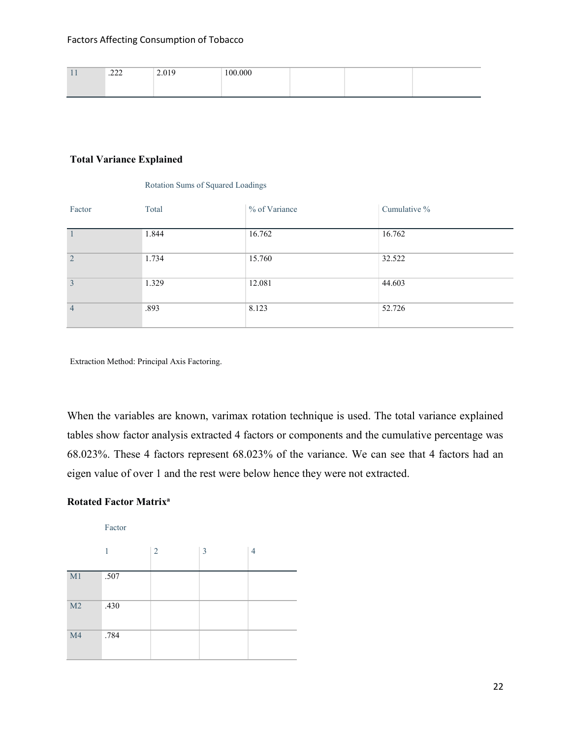| 11 | .222 | 2.019 | 100.000 | | | |
|---|---|---|---|---|---|---|

**Total Variance Explained**

| | Rotation Sums of Squared Loadings | | |
|---|---|---|---|
| Factor | Total | % of Variance | Cumulative % |
| 1 | 1.844 | 16.762 | 16.762 |
| 2 | 1.734 | 15.760 | 32.522 |
| 3 | 1.329 | 12.081 | 44.603 |
| 4 | .893 | 8.123 | 52.726 |

Extraction Method: Principal Axis Factoring.

When the variables are known, varimax rotation technique is used. The total variance explained tables show factor analysis extracted 4 factors or components and the cumulative percentage was 68.023%. These 4 factors represent 68.023% of the variance. We can see that 4 factors had an eigen value of over 1 and the rest were below hence they were not extracted.

**Rotated Factor Matrix[a]**

| | Factor | | | |
|---|---|---|---|---|
| | 1 | 2 | 3 | 4 |
| M1 | .507 | | | |
| M2 | .430 | | | |
| M4 | .784 | | | |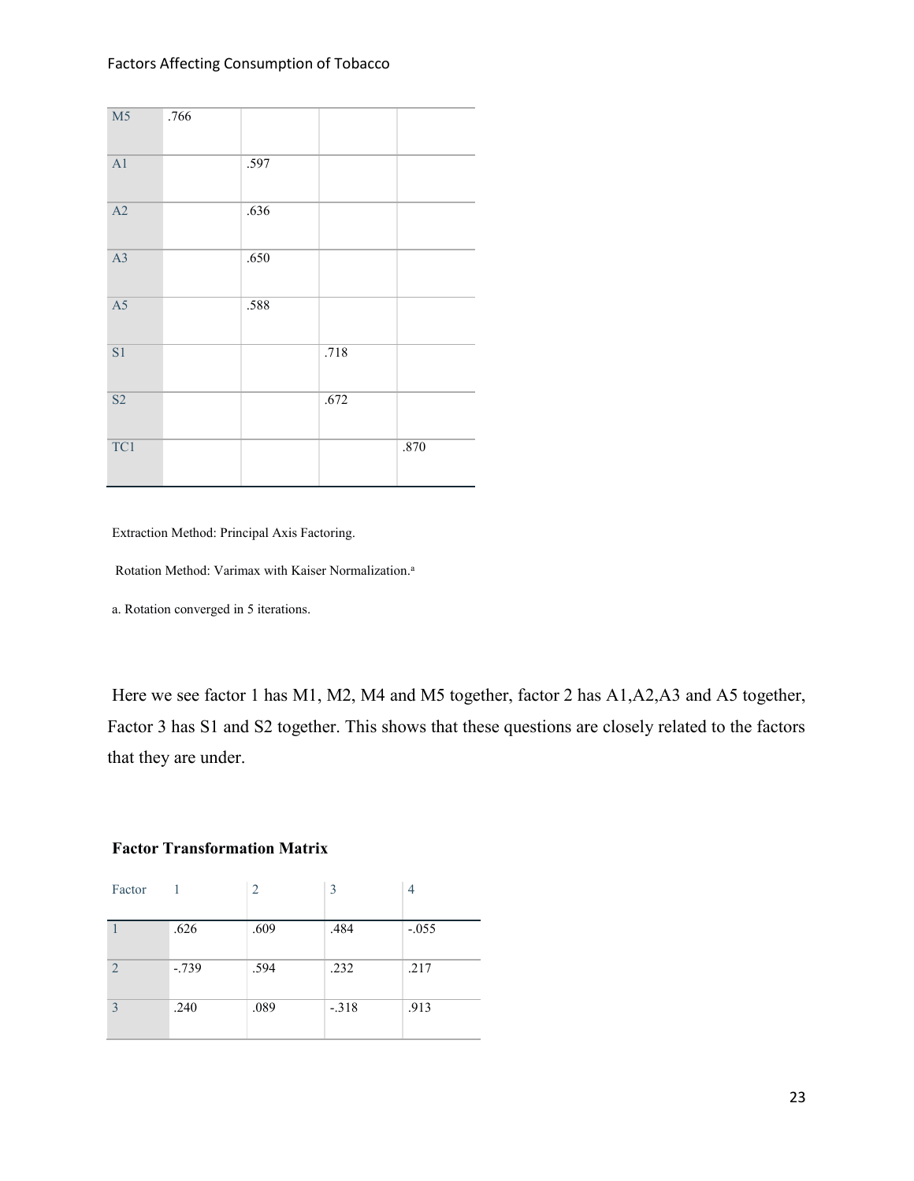|  |  |  |  |  |
| --- | --- | --- | --- | --- |
| M5 | .766 |  |  |  |
| A1 |  | .597 |  |  |
| A2 |  | .636 |  |  |
| A3 |  | .650 |  |  |
| A5 |  | .588 |  |  |
| S1 |  |  | .718 |  |
| S2 |  |  | .672 |  |
| TC1 |  |  |  | .870 |

Extraction Method: Principal Axis Factoring.

Rotation Method: Varimax with Kaiser Normalization.[a]

a. Rotation converged in 5 iterations.

Here we see factor 1 has M1, M2, M4 and M5 together, factor 2 has A1,A2,A3 and A5 together, Factor 3 has S1 and S2 together. This shows that these questions are closely related to the factors that they are under.

**Factor Transformation Matrix**

| Factor | 1 | 2 | 3 | 4 |
| --- | --- | --- | --- | --- |
| 1 | .626 | .609 | .484 | -.055 |
| 2 | -.739 | .594 | .232 | .217 |
| 3 | .240 | .089 | -.318 | .913 |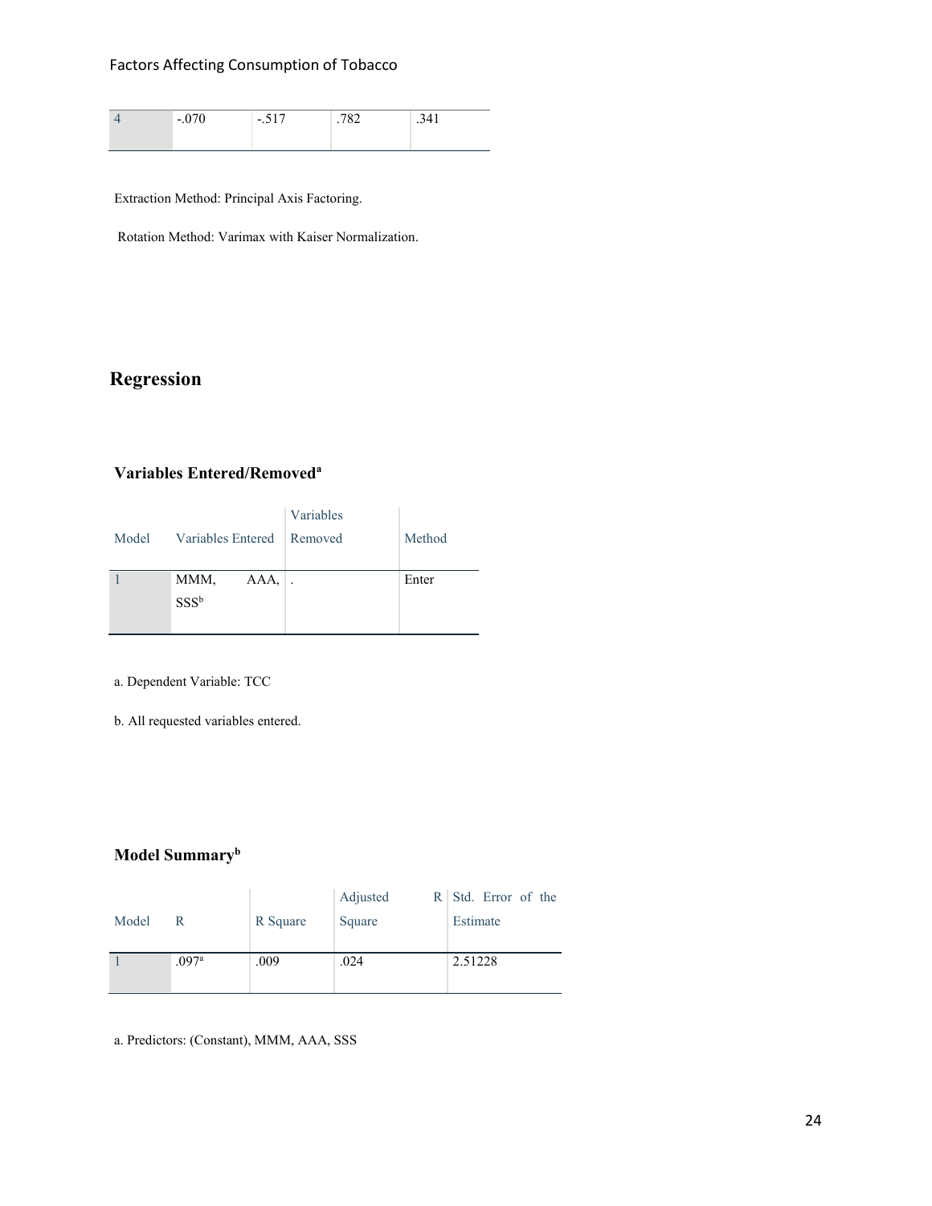| 4 | -.070 | -.517 | .782 | .341 |
|---|---|---|---|---|

Extraction Method: Principal Axis Factoring.

Rotation Method: Varimax with Kaiser Normalization.

## Regression

### Variables Entered/Removed[a]

| Model | Variables Entered | Variables Removed | Method |
|---|---|---|---|
| 1 | MMM, AAA, SSS[b] | . | Enter |

a. Dependent Variable: TCC

b. All requested variables entered.

### Model Summary[b]

| Model | R | R Square | Adjusted R Square | Std. Error of the Estimate |
|---|---|---|---|---|
| 1 | .097[a] | .009 | .024 | 2.51228 |

a. Predictors: (Constant), MMM, AAA, SSS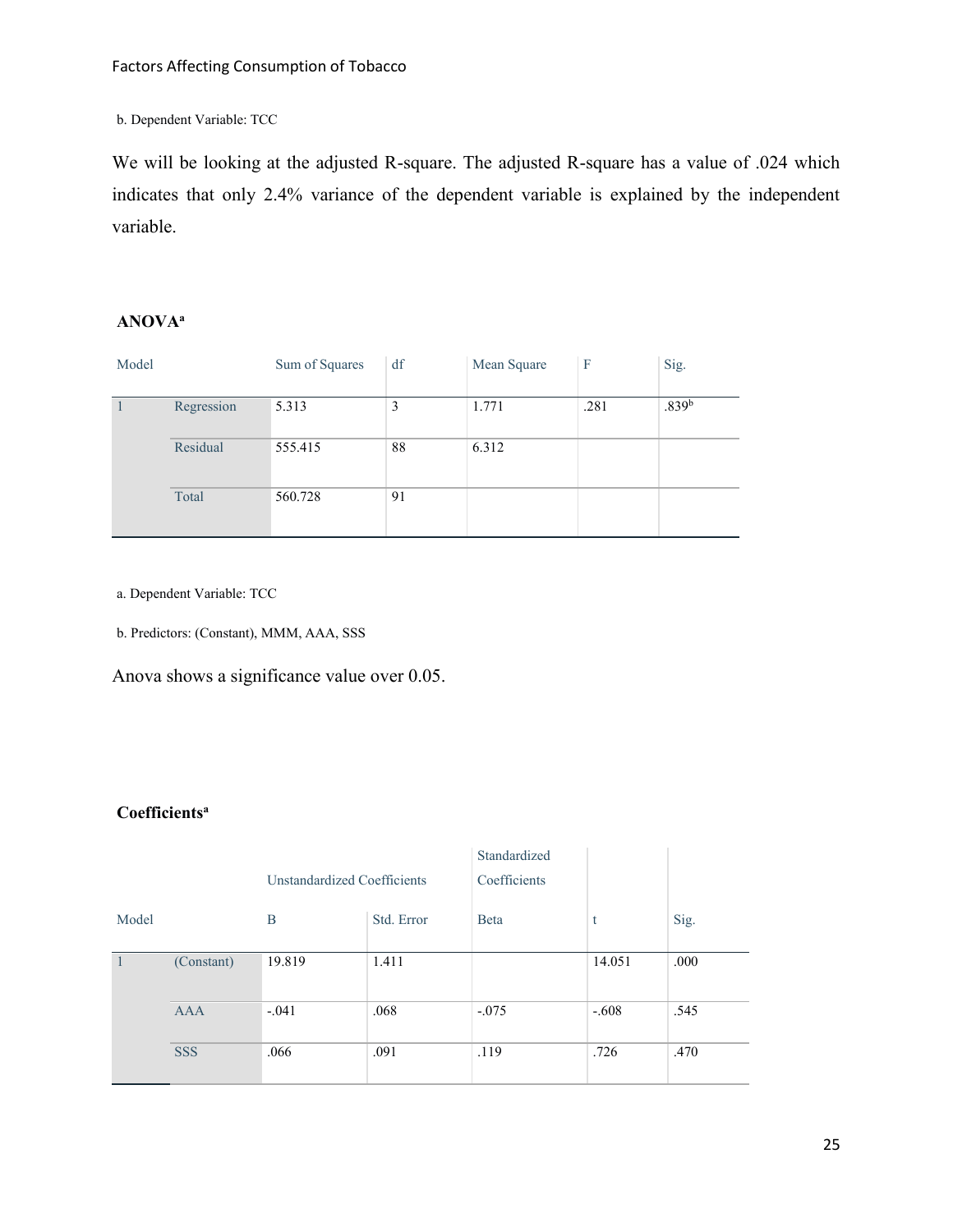b. Dependent Variable: TCC

We will be looking at the adjusted R-square. The adjusted R-square has a value of .024 which indicates that only 2.4% variance of the dependent variable is explained by the independent variable.

**ANOVA[a]**

| Model | | Sum of Squares | df | Mean Square | F | Sig. |
|---|---|---|---|---|---|---|
| 1 | Regression | 5.313 | 3 | 1.771 | .281 | .839[b] |
| | Residual | 555.415 | 88 | 6.312 | | |
| | Total | 560.728 | 91 | | | |

a. Dependent Variable: TCC

b. Predictors: (Constant), MMM, AAA, SSS

Anova shows a significance value over 0.05.

**Coefficients[a]**

| | | Unstandardized Coefficients | | Standardized Coefficients | | |
|---|---|---|---|---|---|---|
| Model | | B | Std. Error | Beta | t | Sig. |
| 1 | (Constant) | 19.819 | 1.411 | | 14.051 | .000 |
| | AAA | -.041 | .068 | -.075 | -.608 | .545 |
| | SSS | .066 | .091 | .119 | .726 | .470 |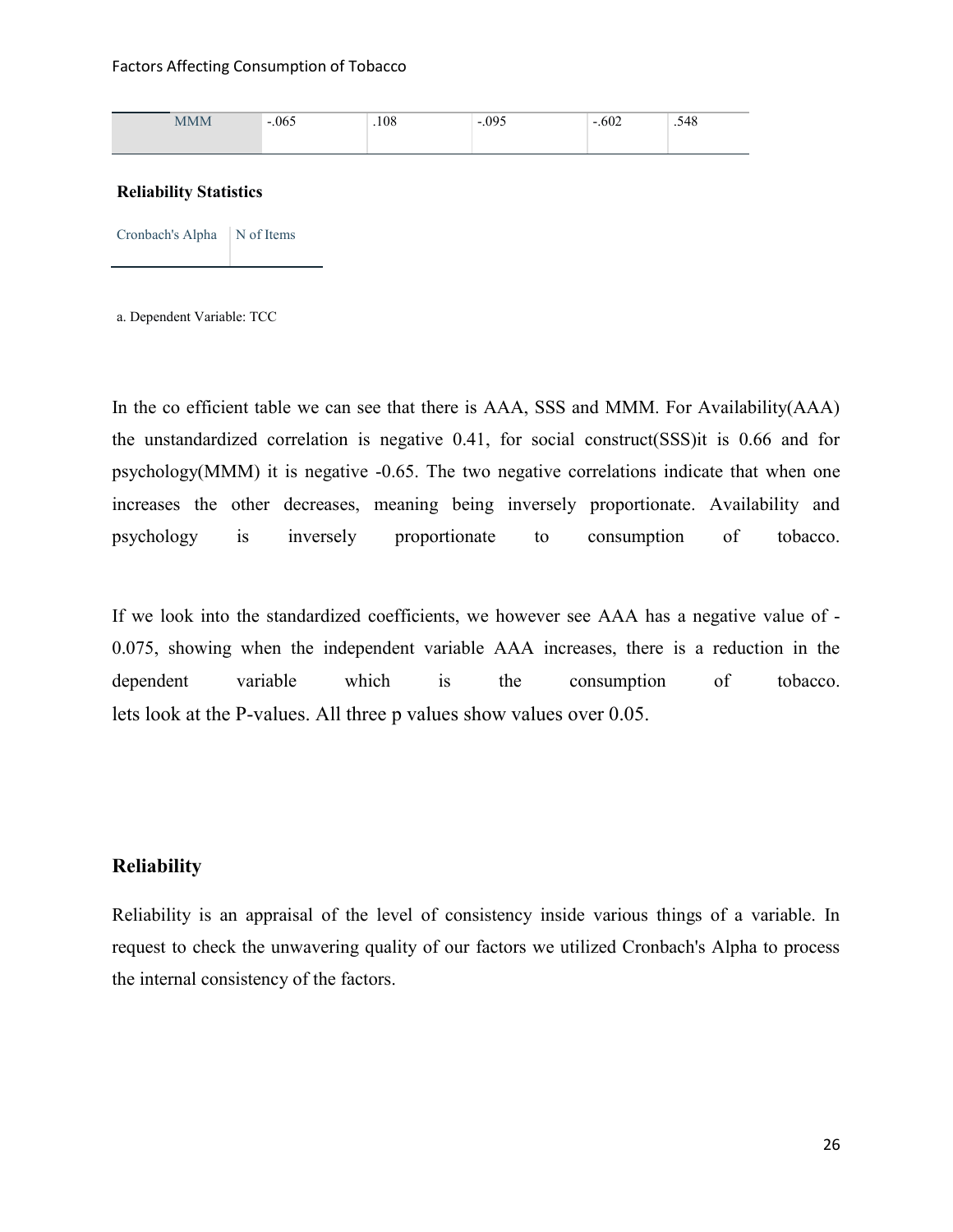| MMM | -.065 | .108 | -.095 | -.602 | .548 |
| --- | --- | --- | --- | --- | --- |

**Reliability Statistics**

| Cronbach's Alpha | N of Items |
| --- | --- |

a. Dependent Variable: TCC

In the co efficient table we can see that there is AAA, SSS and MMM. For Availability(AAA) the unstandardized correlation is negative 0.41, for social construct(SSS)it is 0.66 and for psychology(MMM) it is negative -0.65. The two negative correlations indicate that when one increases the other decreases, meaning being inversely proportionate. Availability and psychology is inversely proportionate to consumption of tobacco.

If we look into the standardized coefficients, we however see AAA has a negative value of -0.075, showing when the independent variable AAA increases, there is a reduction in the dependent variable which is the consumption of tobacco. lets look at the P-values. All three p values show values over 0.05.

## Reliability

Reliability is an appraisal of the level of consistency inside various things of a variable. In request to check the unwavering quality of our factors we utilized Cronbach's Alpha to process the internal consistency of the factors.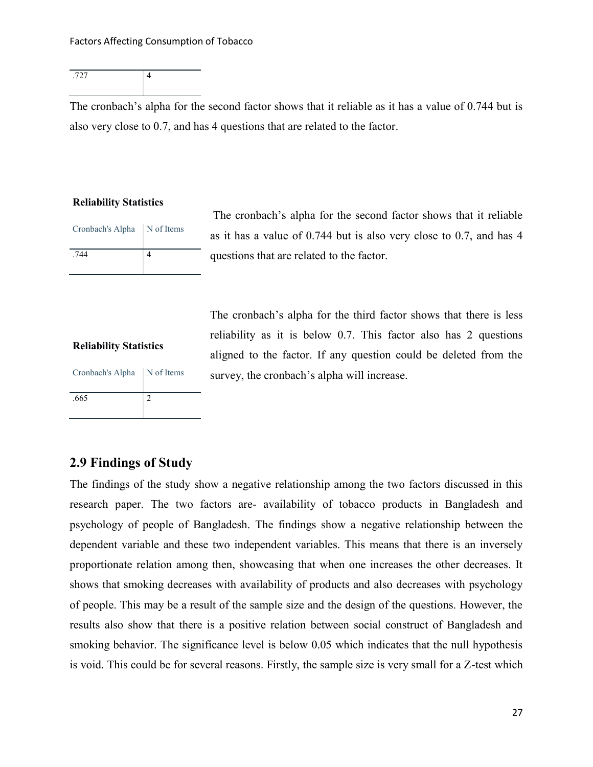| .727 | 4 |
|---|---|

The cronbach's alpha for the second factor shows that it reliable as it has a value of 0.744 but is also very close to 0.7, and has 4 questions that are related to the factor.

**Reliability Statistics**

| Cronbach's Alpha | N of Items |
|---|---|
| .744 | 4 |

The cronbach's alpha for the second factor shows that it reliable as it has a value of 0.744 but is also very close to 0.7, and has 4 questions that are related to the factor.

**Reliability Statistics**

| Cronbach's Alpha | N of Items |
|---|---|
| .665 | 2 |

The cronbach's alpha for the third factor shows that there is less reliability as it is below 0.7. This factor also has 2 questions aligned to the factor. If any question could be deleted from the survey, the cronbach's alpha will increase.

## 2.9 Findings of Study

The findings of the study show a negative relationship among the two factors discussed in this research paper. The two factors are- availability of tobacco products in Bangladesh and psychology of people of Bangladesh. The findings show a negative relationship between the dependent variable and these two independent variables. This means that there is an inversely proportionate relation among then, showcasing that when one increases the other decreases. It shows that smoking decreases with availability of products and also decreases with psychology of people. This may be a result of the sample size and the design of the questions. However, the results also show that there is a positive relation between social construct of Bangladesh and smoking behavior. The significance level is below 0.05 which indicates that the null hypothesis is void. This could be for several reasons. Firstly, the sample size is very small for a Z-test which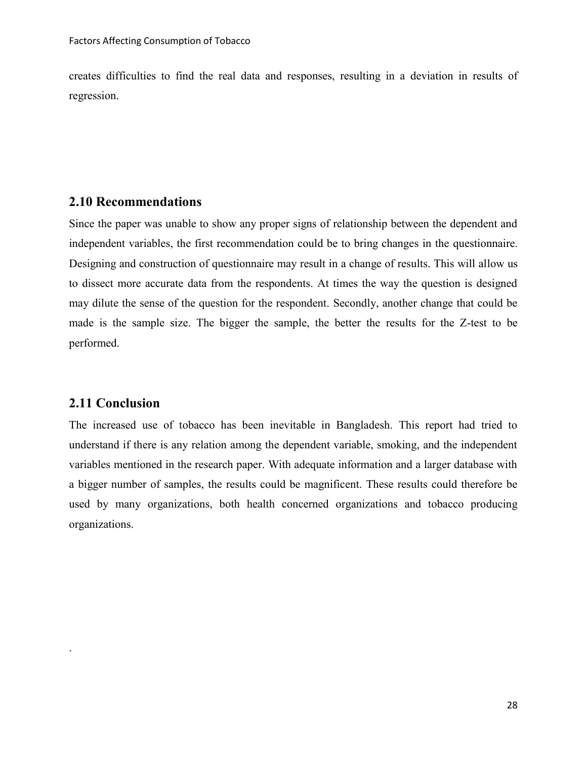creates difficulties to find the real data and responses, resulting in a deviation in results of regression.

## 2.10 Recommendations

Since the paper was unable to show any proper signs of relationship between the dependent and independent variables, the first recommendation could be to bring changes in the questionnaire. Designing and construction of questionnaire may result in a change of results. This will allow us to dissect more accurate data from the respondents. At times the way the question is designed may dilute the sense of the question for the respondent. Secondly, another change that could be made is the sample size. The bigger the sample, the better the results for the Z-test to be performed.

## 2.11 Conclusion

The increased use of tobacco has been inevitable in Bangladesh. This report had tried to understand if there is any relation among the dependent variable, smoking, and the independent variables mentioned in the research paper. With adequate information and a larger database with a bigger number of samples, the results could be magnificent. These results could therefore be used by many organizations, both health concerned organizations and tobacco producing organizations.

.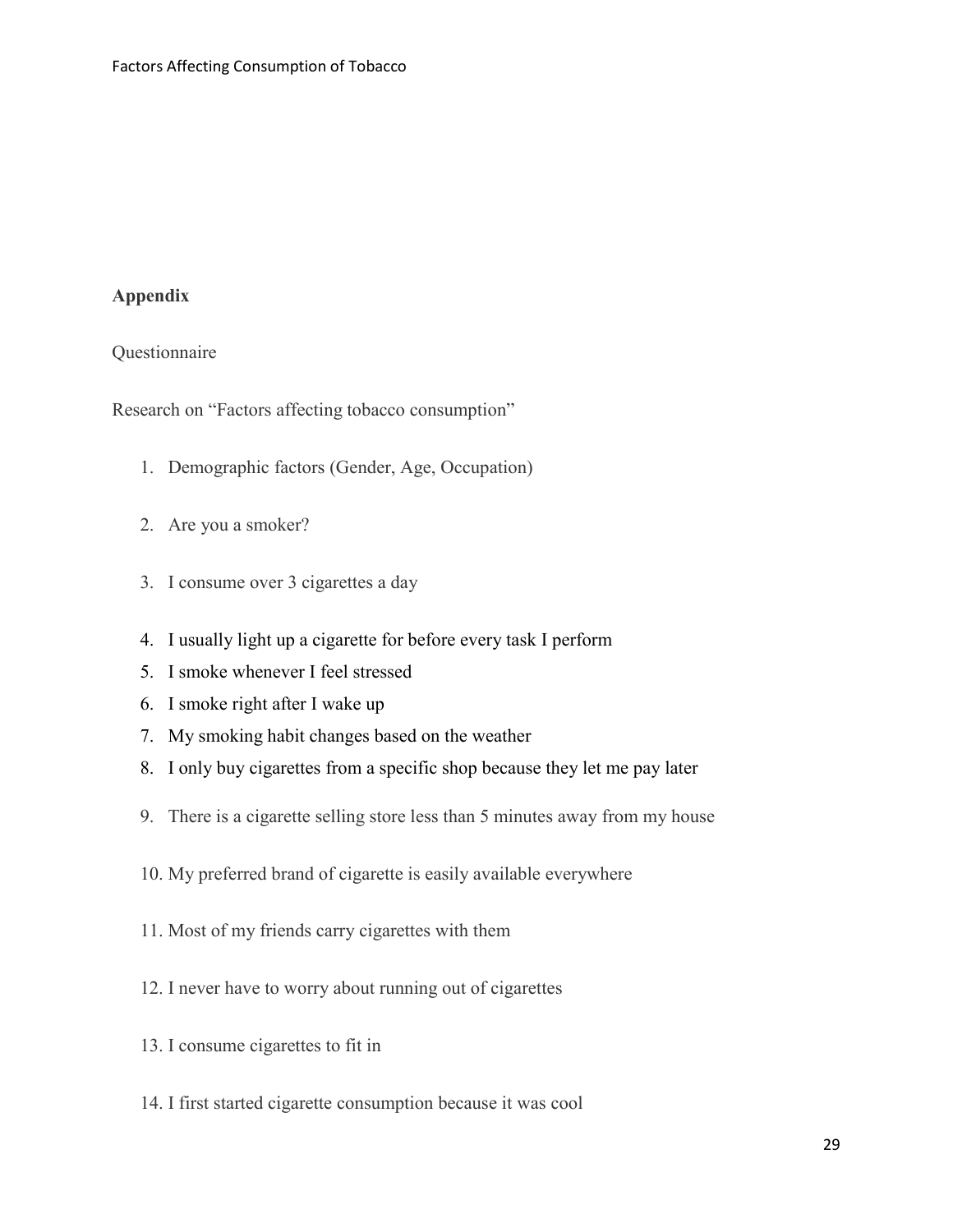## Appendix

Questionnaire

Research on “Factors affecting tobacco consumption”

1. Demographic factors (Gender, Age, Occupation)
2. Are you a smoker?
3. I consume over 3 cigarettes a day
4. I usually light up a cigarette for before every task I perform
5. I smoke whenever I feel stressed
6. I smoke right after I wake up
7. My smoking habit changes based on the weather
8. I only buy cigarettes from a specific shop because they let me pay later
9. There is a cigarette selling store less than 5 minutes away from my house
10. My preferred brand of cigarette is easily available everywhere
11. Most of my friends carry cigarettes with them
12. I never have to worry about running out of cigarettes
13. I consume cigarettes to fit in
14. I first started cigarette consumption because it was cool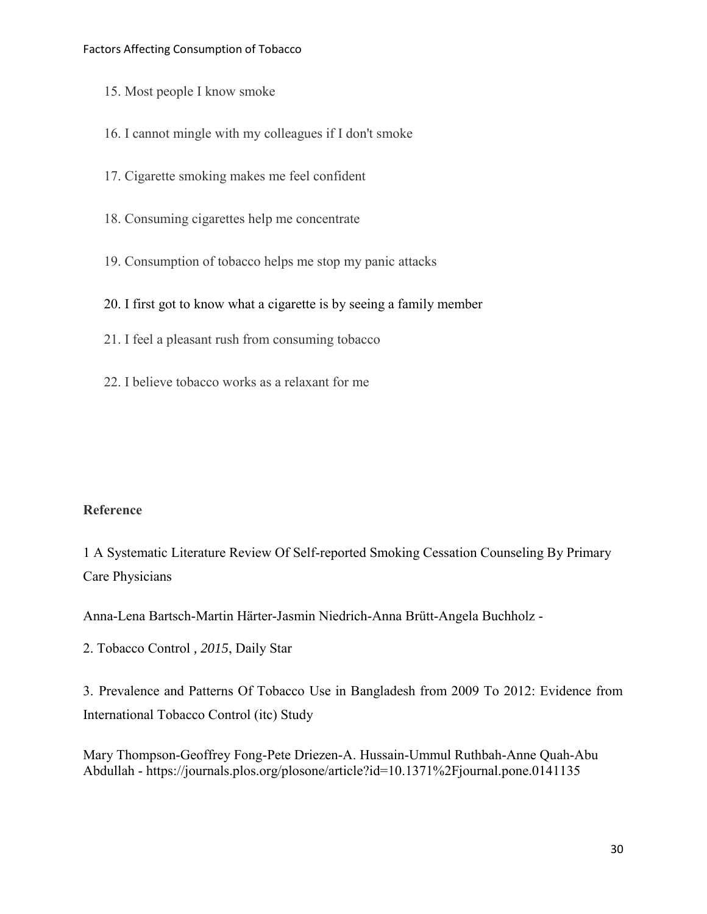15. Most people I know smoke

16. I cannot mingle with my colleagues if I don't smoke

17. Cigarette smoking makes me feel confident

18. Consuming cigarettes help me concentrate

19. Consumption of tobacco helps me stop my panic attacks

20. I first got to know what a cigarette is by seeing a family member

21. I feel a pleasant rush from consuming tobacco

22. I believe tobacco works as a relaxant for me

**Reference**

1 A Systematic Literature Review Of Self-reported Smoking Cessation Counseling By Primary Care Physicians

Anna-Lena Bartsch-Martin Härter-Jasmin Niedrich-Anna Brütt-Angela Buchholz -

2. Tobacco Control *, 2015*, Daily Star

3. Prevalence and Patterns Of Tobacco Use in Bangladesh from 2009 To 2012: Evidence from International Tobacco Control (itc) Study

Mary Thompson-Geoffrey Fong-Pete Driezen-A. Hussain-Ummul Ruthbah-Anne Quah-Abu Abdullah - https://journals.plos.org/plosone/article?id=10.1371%2Fjournal.pone.0141135